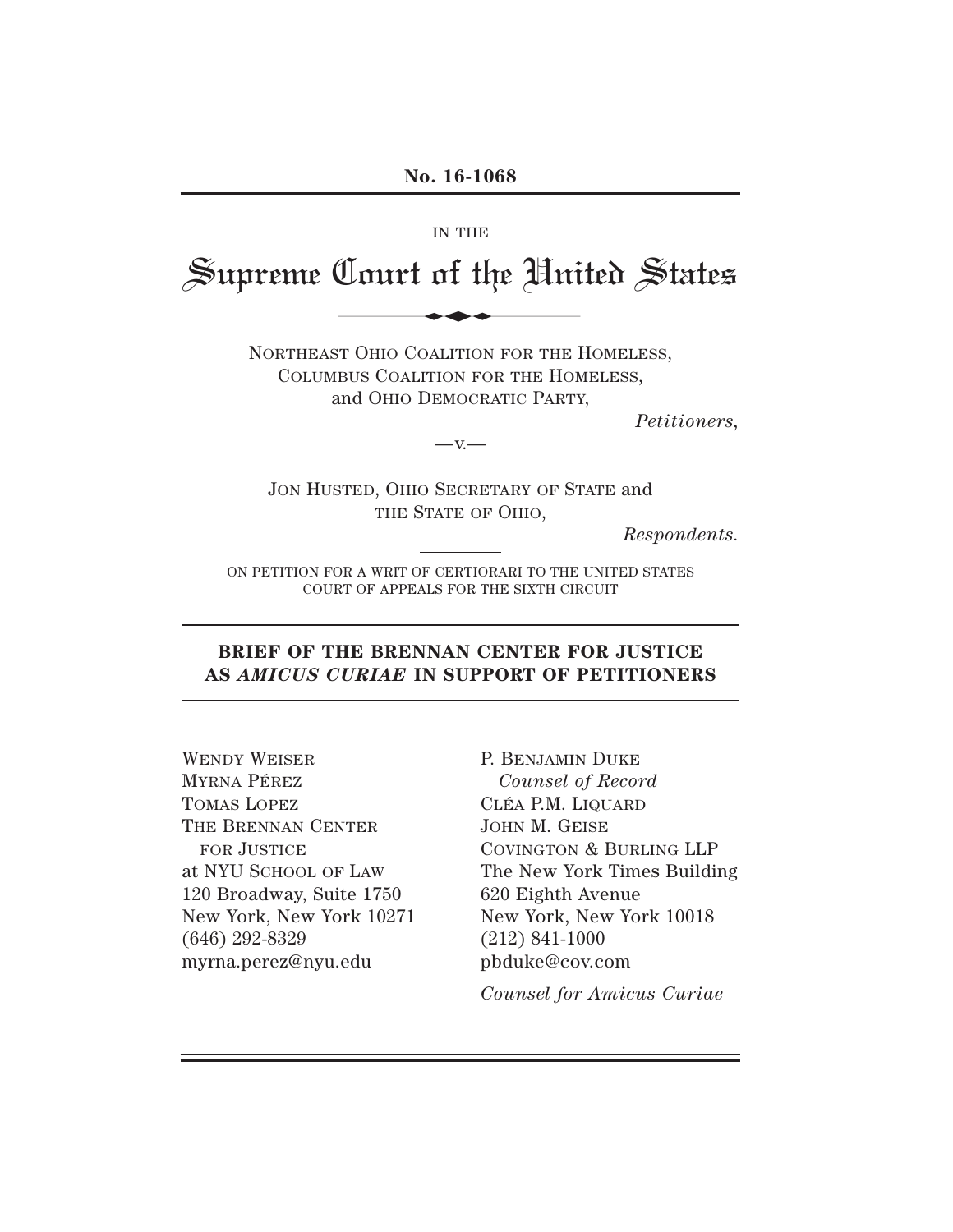**No. 16-1068**

IN THE

# Supreme Court of the United States

NORTHEAST OHIO COALITION FOR THE HOMELESS,
COLUMBUS COALITION FOR THE HOMELESS,
and OHIO DEMOCRATIC PARTY,

*Petitioners*,

—v.—

JON HUSTED, OHIO SECRETARY OF STATE and
THE STATE OF OHIO,

*Respondents.*

ON PETITION FOR A WRIT OF CERTIORARI TO THE UNITED STATES
COURT OF APPEALS FOR THE SIXTH CIRCUIT

## BRIEF OF THE BRENNAN CENTER FOR JUSTICE AS *AMICUS CURIAE* IN SUPPORT OF PETITIONERS

WENDY WEISER
MYRNA PÉREZ
TOMAS LOPEZ
THE BRENNAN CENTER
FOR JUSTICE
at NYU SCHOOL OF LAW
120 Broadway, Suite 1750
New York, New York 10271
(646) 292-8329
myrna.perez@nyu.edu

P. BENJAMIN DUKE
*Counsel of Record*
CLÉA P.M. LIQUARD
JOHN M. GEISE
COVINGTON & BURLING LLP
The New York Times Building
620 Eighth Avenue
New York, New York 10018
(212) 841-1000
pbduke@cov.com

*Counsel for Amicus Curiae*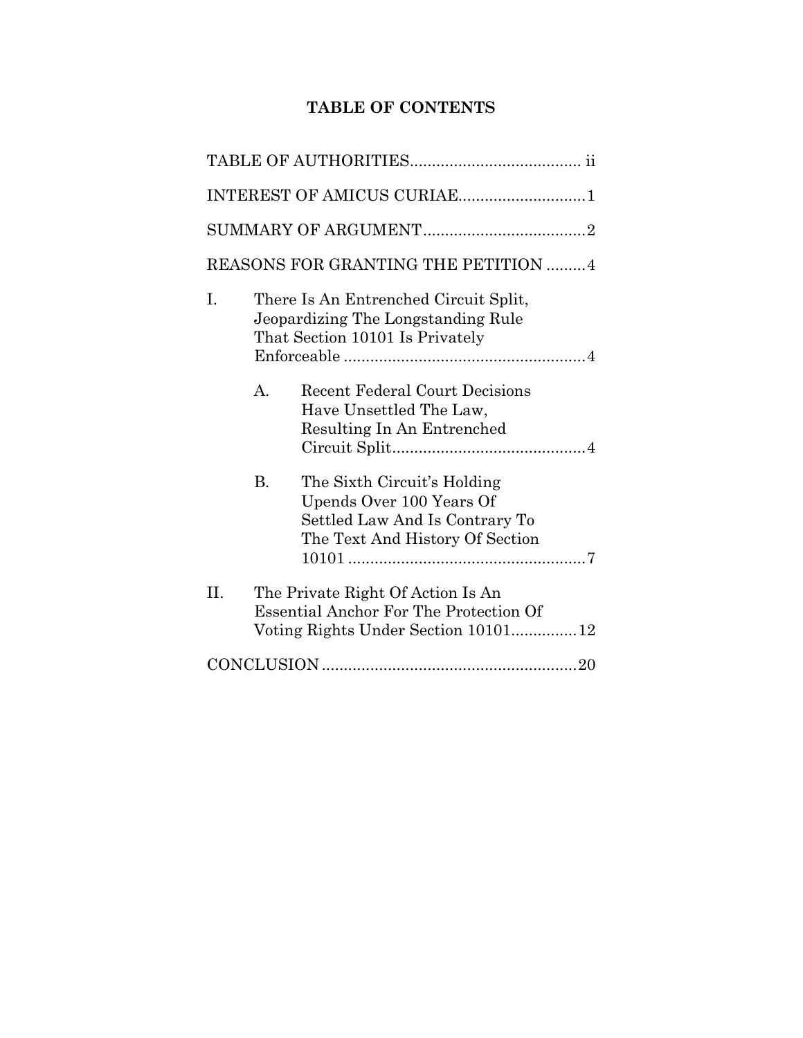# TABLE OF CONTENTS

TABLE OF AUTHORITIES ....................................... ii

INTEREST OF AMICUS CURIAE ............................. 1

SUMMARY OF ARGUMENT ..................................... 2

REASONS FOR GRANTING THE PETITION ......... 4

I. There Is An Entrenched Circuit Split, Jeopardizing The Longstanding Rule That Section 10101 Is Privately Enforceable ........................................................ 4

   A. Recent Federal Court Decisions Have Unsettled The Law, Resulting In An Entrenched Circuit Split ............................................. 4

   B. The Sixth Circuit's Holding Upends Over 100 Years Of Settled Law And Is Contrary To The Text And History Of Section 10101 ....................................................... 7

II. The Private Right Of Action Is An Essential Anchor For The Protection Of Voting Rights Under Section 10101 ............... 12

CONCLUSION ........................................................... 20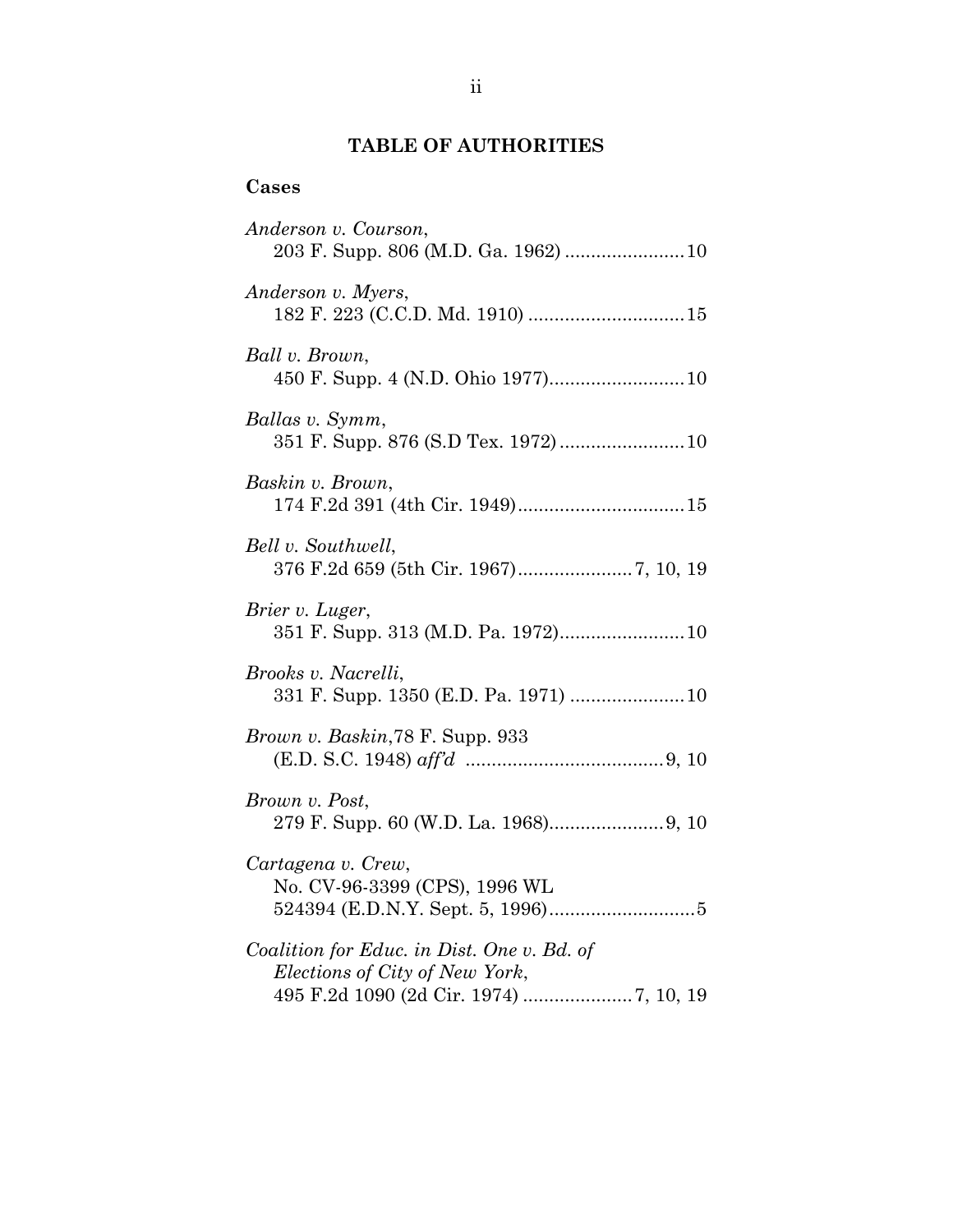# TABLE OF AUTHORITIES

## Cases

*Anderson v. Courson*,
203 F. Supp. 806 (M.D. Ga. 1962) ....................... 10

*Anderson v. Myers*,
182 F. 223 (C.C.D. Md. 1910) ............................. 15

*Ball v. Brown*,
450 F. Supp. 4 (N.D. Ohio 1977).......................... 10

*Ballas v. Symm*,
351 F. Supp. 876 (S.D Tex. 1972) ........................ 10

*Baskin v. Brown*,
174 F.2d 391 (4th Cir. 1949)................................ 15

*Bell v. Southwell*,
376 F.2d 659 (5th Cir. 1967)...................... 7, 10, 19

*Brier v. Luger*,
351 F. Supp. 313 (M.D. Pa. 1972)........................ 10

*Brooks v. Nacrelli*,
331 F. Supp. 1350 (E.D. Pa. 1971) ...................... 10

*Brown v. Baskin*,78 F. Supp. 933
(E.D. S.C. 1948) *aff'd* ...................................... 9, 10

*Brown v. Post*,
279 F. Supp. 60 (W.D. La. 1968)...................... 9, 10

*Cartagena v. Crew*,
No. CV-96-3399 (CPS), 1996 WL
524394 (E.D.N.Y. Sept. 5, 1996)............................ 5

*Coalition for Educ. in Dist. One v. Bd. of Elections of City of New York*,
495 F.2d 1090 (2d Cir. 1974) ..................... 7, 10, 19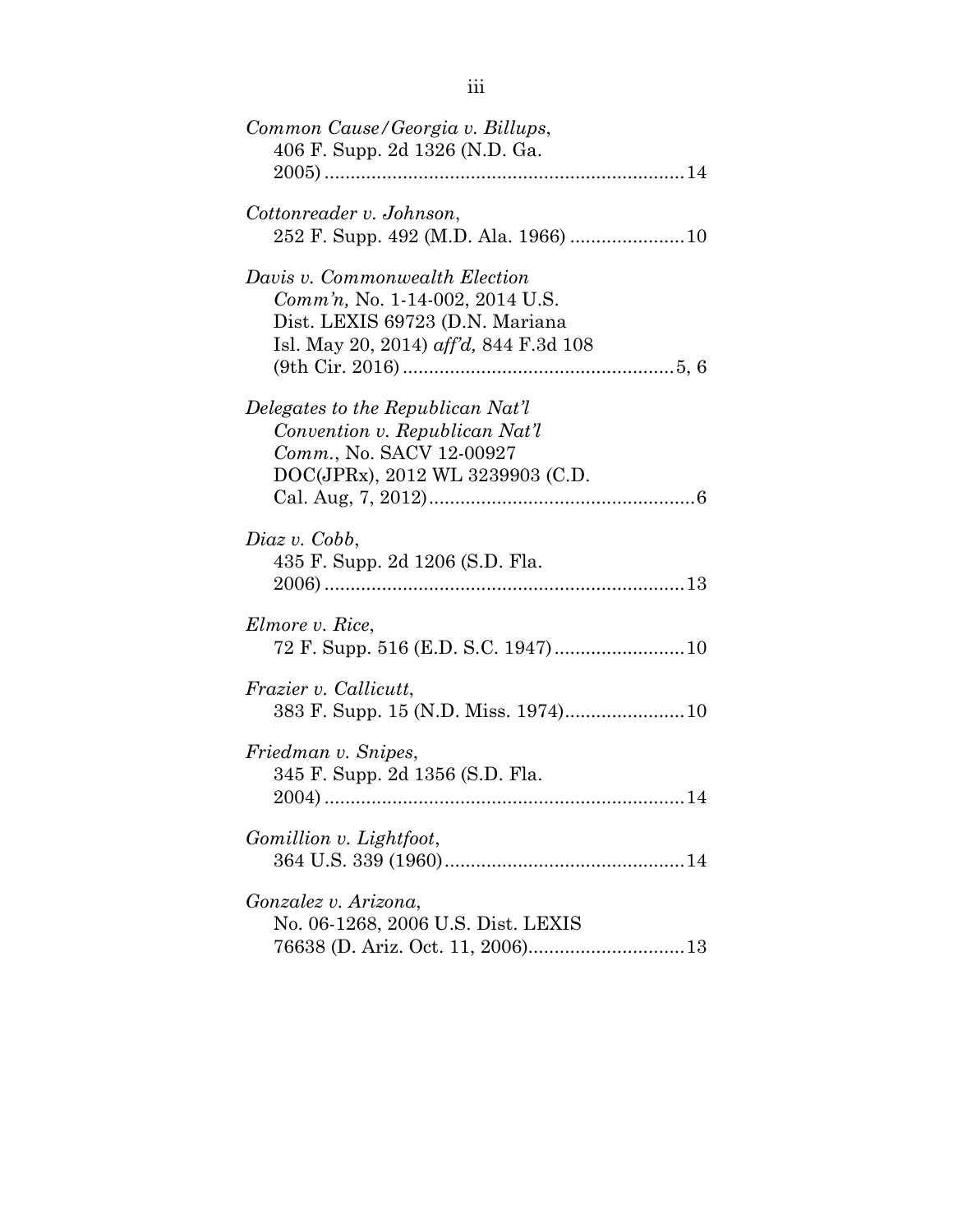*Common Cause/Georgia v. Billups*,
406 F. Supp. 2d 1326 (N.D. Ga. 2005) ....................................................................14

*Cottonreader v. Johnson*,
252 F. Supp. 492 (M.D. Ala. 1966) ......................10

*Davis v. Commonwealth Election Comm'n,* No. 1-14-002, 2014 U.S. Dist. LEXIS 69723 (D.N. Mariana Isl. May 20, 2014) *aff'd,* 844 F.3d 108 (9th Cir. 2016) ....................................................5, 6

*Delegates to the Republican Nat'l Convention v. Republican Nat'l Comm.*, No. SACV 12-00927 DOC(JPRx), 2012 WL 3239903 (C.D. Cal. Aug, 7, 2012)..................................................6

*Diaz v. Cobb*,
435 F. Supp. 2d 1206 (S.D. Fla. 2006) ....................................................................13

*Elmore v. Rice*,
72 F. Supp. 516 (E.D. S.C. 1947).........................10

*Frazier v. Callicutt*,
383 F. Supp. 15 (N.D. Miss. 1974).......................10

*Friedman v. Snipes*,
345 F. Supp. 2d 1356 (S.D. Fla. 2004) ....................................................................14

*Gomillion v. Lightfoot*,
364 U.S. 339 (1960)..............................................14

*Gonzalez v. Arizona*,
No. 06-1268, 2006 U.S. Dist. LEXIS 76638 (D. Ariz. Oct. 11, 2006)..............................13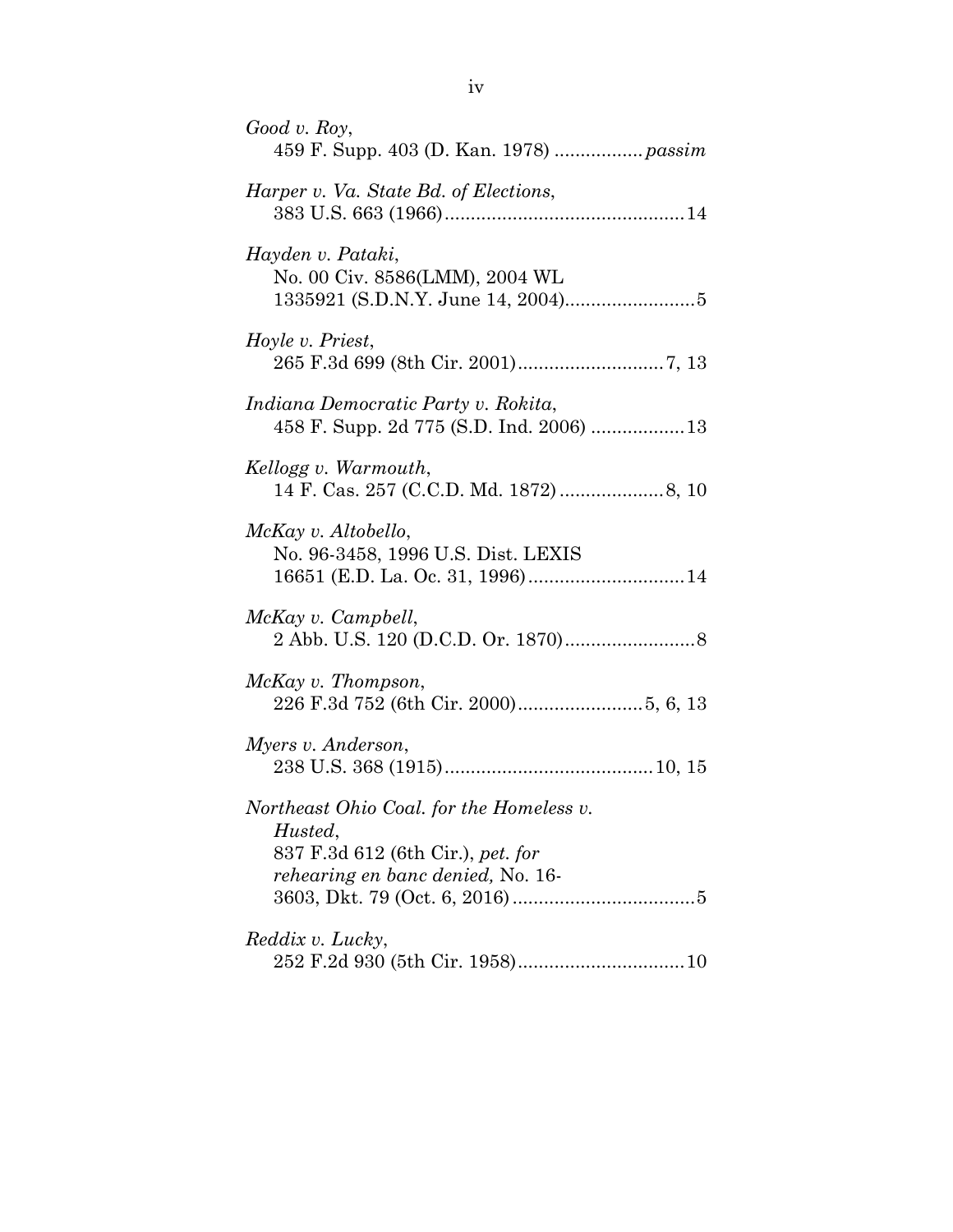*Good v. Roy*,
459 F. Supp. 403 (D. Kan. 1978) ................. *passim*

*Harper v. Va. State Bd. of Elections*,
383 U.S. 663 (1966)..............................................14

*Hayden v. Pataki*,
No. 00 Civ. 8586(LMM), 2004 WL
1335921 (S.D.N.Y. June 14, 2004).........................5

*Hoyle v. Priest*,
265 F.3d 699 (8th Cir. 2001)............................7, 13

*Indiana Democratic Party v. Rokita*,
458 F. Supp. 2d 775 (S.D. Ind. 2006) ..................13

*Kellogg v. Warmouth*,
14 F. Cas. 257 (C.C.D. Md. 1872) ....................8, 10

*McKay v. Altobello*,
No. 96-3458, 1996 U.S. Dist. LEXIS
16651 (E.D. La. Oc. 31, 1996)..............................14

*McKay v. Campbell*,
2 Abb. U.S. 120 (D.C.D. Or. 1870).........................8

*McKay v. Thompson*,
226 F.3d 752 (6th Cir. 2000)........................5, 6, 13

*Myers v. Anderson*,
238 U.S. 368 (1915)........................................10, 15

*Northeast Ohio Coal. for the Homeless v. Husted*,
837 F.3d 612 (6th Cir.), *pet. for rehearing en banc denied,* No. 16-
3603, Dkt. 79 (Oct. 6, 2016) ...................................5

*Reddix v. Lucky*,
252 F.2d 930 (5th Cir. 1958)................................10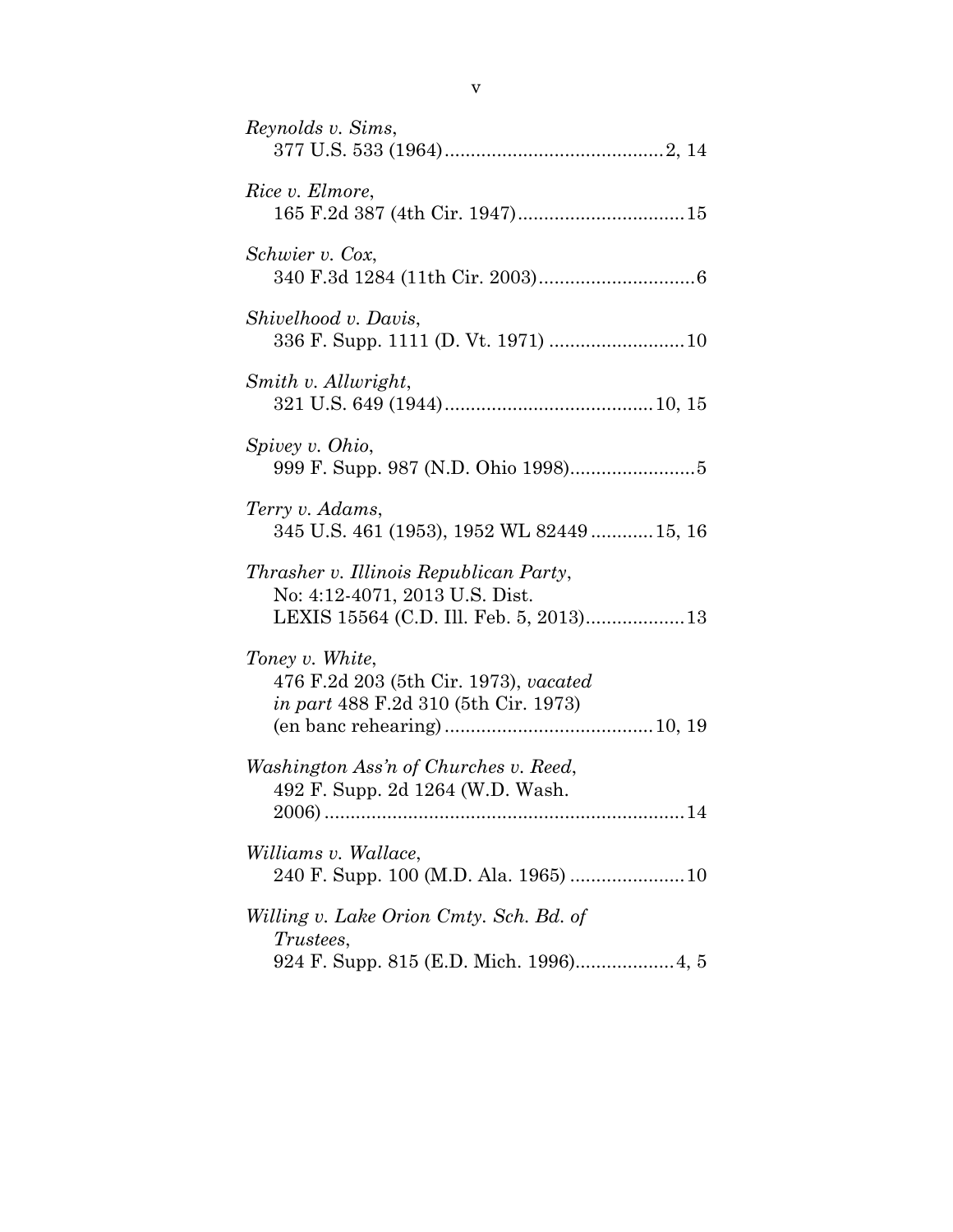*Reynolds v. Sims*,
377 U.S. 533 (1964)..........................................2, 14

*Rice v. Elmore*,
165 F.2d 387 (4th Cir. 1947)................................15

*Schwier v. Cox*,
340 F.3d 1284 (11th Cir. 2003)..............................6

*Shivelhood v. Davis*,
336 F. Supp. 1111 (D. Vt. 1971) ..........................10

*Smith v. Allwright*,
321 U.S. 649 (1944)........................................10, 15

*Spivey v. Ohio*,
999 F. Supp. 987 (N.D. Ohio 1998)........................5

*Terry v. Adams*,
345 U.S. 461 (1953), 1952 WL 82449 ............15, 16

*Thrasher v. Illinois Republican Party*,
No: 4:12-4071, 2013 U.S. Dist.
LEXIS 15564 (C.D. Ill. Feb. 5, 2013)...................13

*Toney v. White*,
476 F.2d 203 (5th Cir. 1973), *vacated in part* 488 F.2d 310 (5th Cir. 1973)
(en banc rehearing)........................................10, 19

*Washington Ass'n of Churches v. Reed*,
492 F. Supp. 2d 1264 (W.D. Wash.
2006).....................................................................14

*Williams v. Wallace*,
240 F. Supp. 100 (M.D. Ala. 1965) ......................10

*Willing v. Lake Orion Cmty. Sch. Bd. of Trustees*,
924 F. Supp. 815 (E.D. Mich. 1996)...................4, 5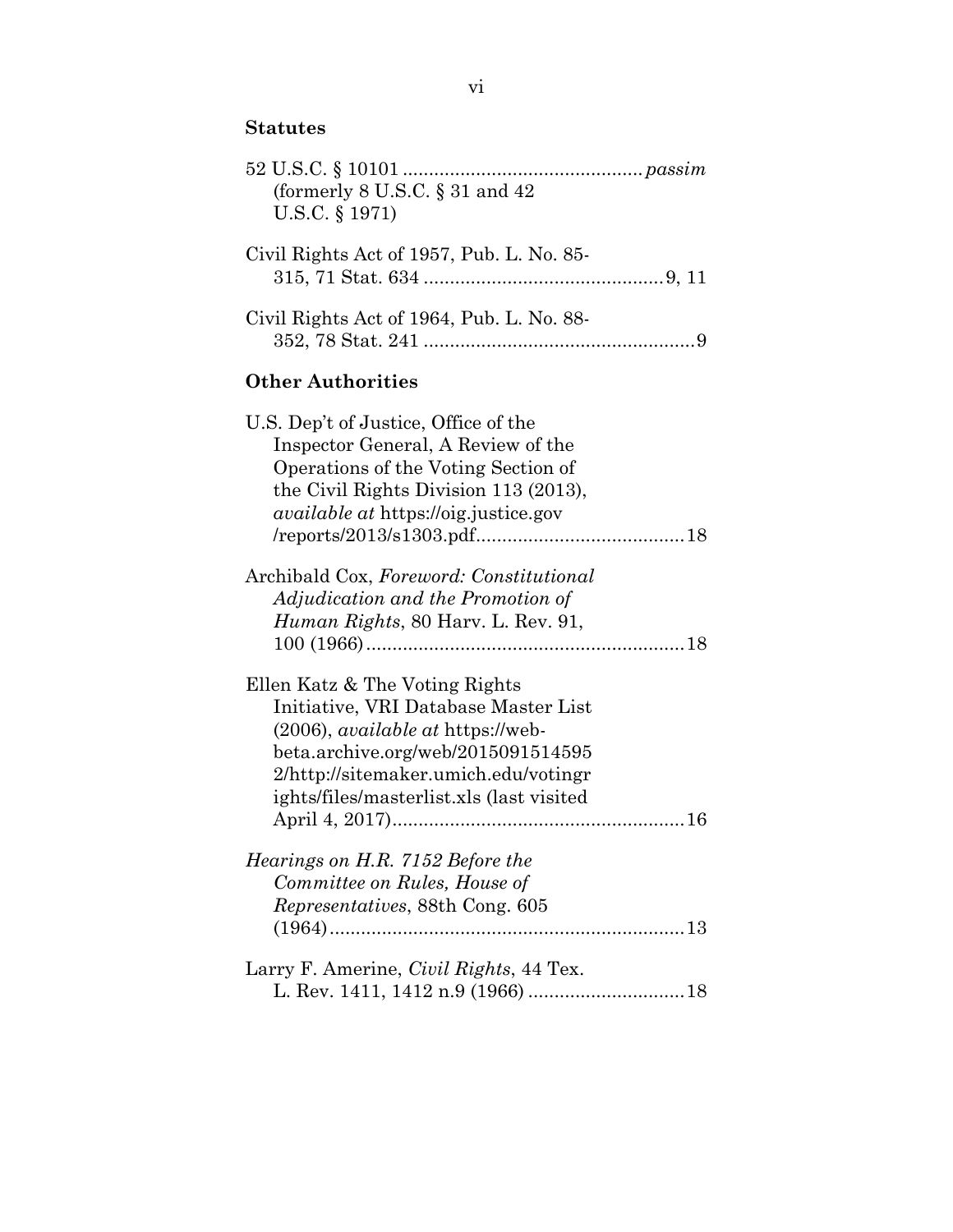## Statutes

52 U.S.C. § 10101 ............................................ *passim*
(formerly 8 U.S.C. § 31 and 42 U.S.C. § 1971)

Civil Rights Act of 1957, Pub. L. No. 85-315, 71 Stat. 634 ............................................ 9, 11

Civil Rights Act of 1964, Pub. L. No. 88-352, 78 Stat. 241 ................................................... 9

## Other Authorities

U.S. Dep't of Justice, Office of the Inspector General, A Review of the Operations of the Voting Section of the Civil Rights Division 113 (2013), *available at* https://oig.justice.gov/reports/2013/s1303.pdf....................................... 18

Archibald Cox, *Foreword: Constitutional Adjudication and the Promotion of Human Rights*, 80 Harv. L. Rev. 91, 100 (1966)............................................................ 18

Ellen Katz & The Voting Rights Initiative, VRI Database Master List (2006), *available at* https://web-beta.archive.org/web/2015091514595 2/http://sitemaker.umich.edu/votingrights/files/masterlist.xls (last visited April 4, 2017)....................................................... 16

*Hearings on H.R. 7152 Before the Committee on Rules, House of Representatives*, 88th Cong. 605 (1964)................................................................... 13

Larry F. Amerine, *Civil Rights*, 44 Tex. L. Rev. 1411, 1412 n.9 (1966) ............................. 18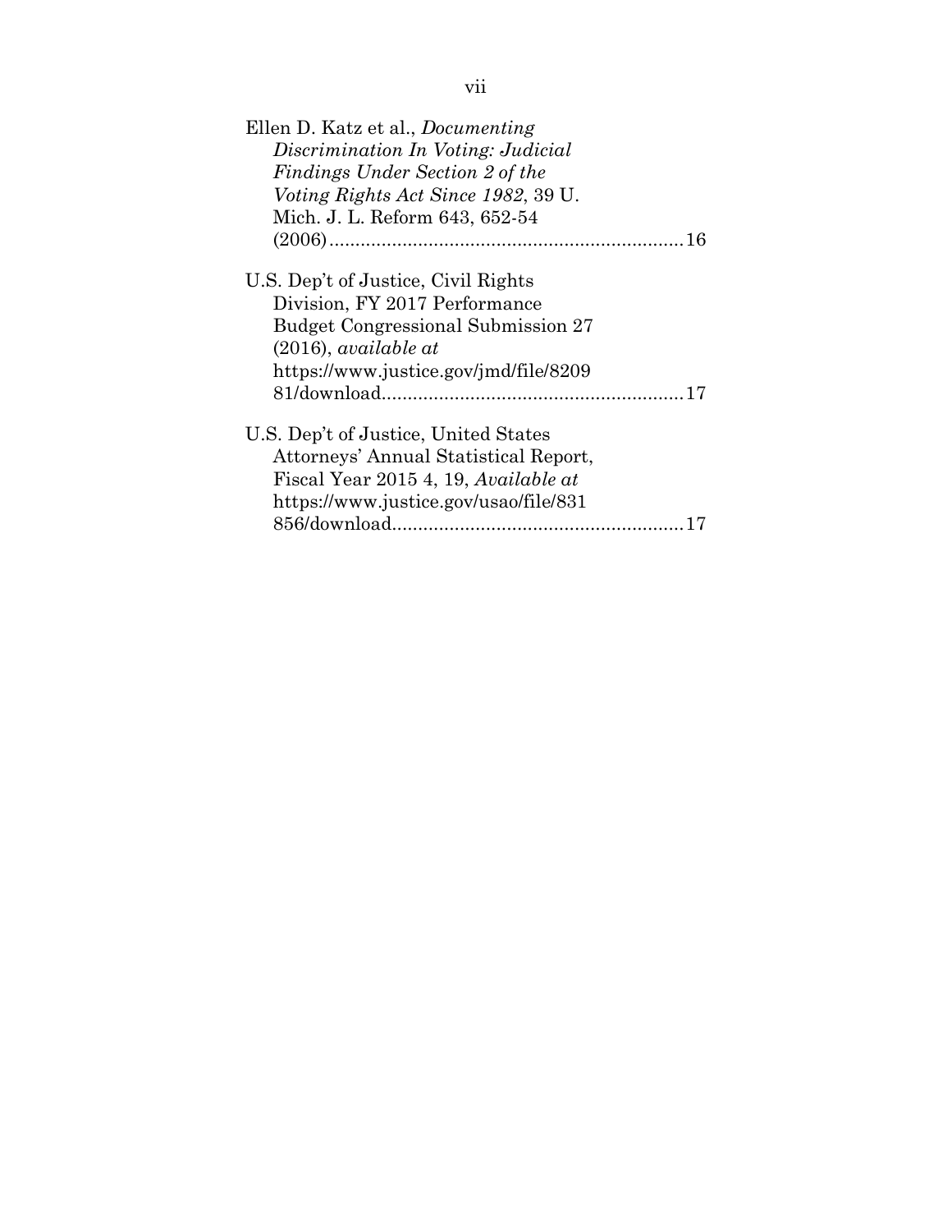Ellen D. Katz et al., *Documenting Discrimination In Voting: Judicial Findings Under Section 2 of the Voting Rights Act Since 1982*, 39 U. Mich. J. L. Reform 643, 652-54 (2006) .................................................................... 16

U.S. Dep't of Justice, Civil Rights Division, FY 2017 Performance Budget Congressional Submission 27 (2016), *available at* https://www.justice.gov/jmd/file/820981/download......................................................... 17

U.S. Dep't of Justice, United States Attorneys' Annual Statistical Report, Fiscal Year 2015 4, 19, *Available at* https://www.justice.gov/usao/file/831856/download....................................................... 17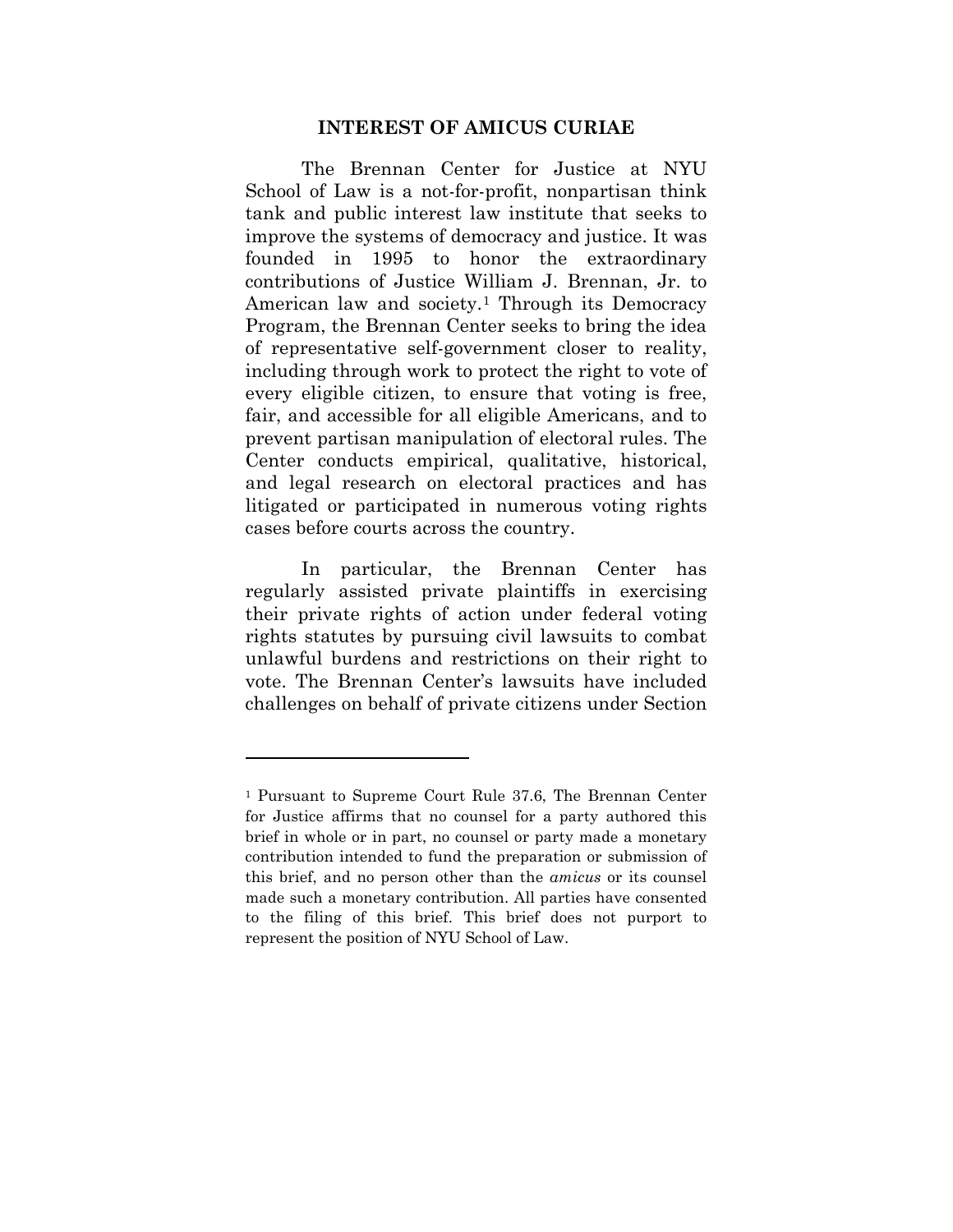## INTEREST OF AMICUS CURIAE

The Brennan Center for Justice at NYU School of Law is a not-for-profit, nonpartisan think tank and public interest law institute that seeks to improve the systems of democracy and justice. It was founded in 1995 to honor the extraordinary contributions of Justice William J. Brennan, Jr. to American law and society.[1] Through its Democracy Program, the Brennan Center seeks to bring the idea of representative self-government closer to reality, including through work to protect the right to vote of every eligible citizen, to ensure that voting is free, fair, and accessible for all eligible Americans, and to prevent partisan manipulation of electoral rules. The Center conducts empirical, qualitative, historical, and legal research on electoral practices and has litigated or participated in numerous voting rights cases before courts across the country.

In particular, the Brennan Center has regularly assisted private plaintiffs in exercising their private rights of action under federal voting rights statutes by pursuing civil lawsuits to combat unlawful burdens and restrictions on their right to vote. The Brennan Center's lawsuits have included challenges on behalf of private citizens under Section

---

[1] Pursuant to Supreme Court Rule 37.6, The Brennan Center for Justice affirms that no counsel for a party authored this brief in whole or in part, no counsel or party made a monetary contribution intended to fund the preparation or submission of this brief, and no person other than the *amicus* or its counsel made such a monetary contribution. All parties have consented to the filing of this brief. This brief does not purport to represent the position of NYU School of Law.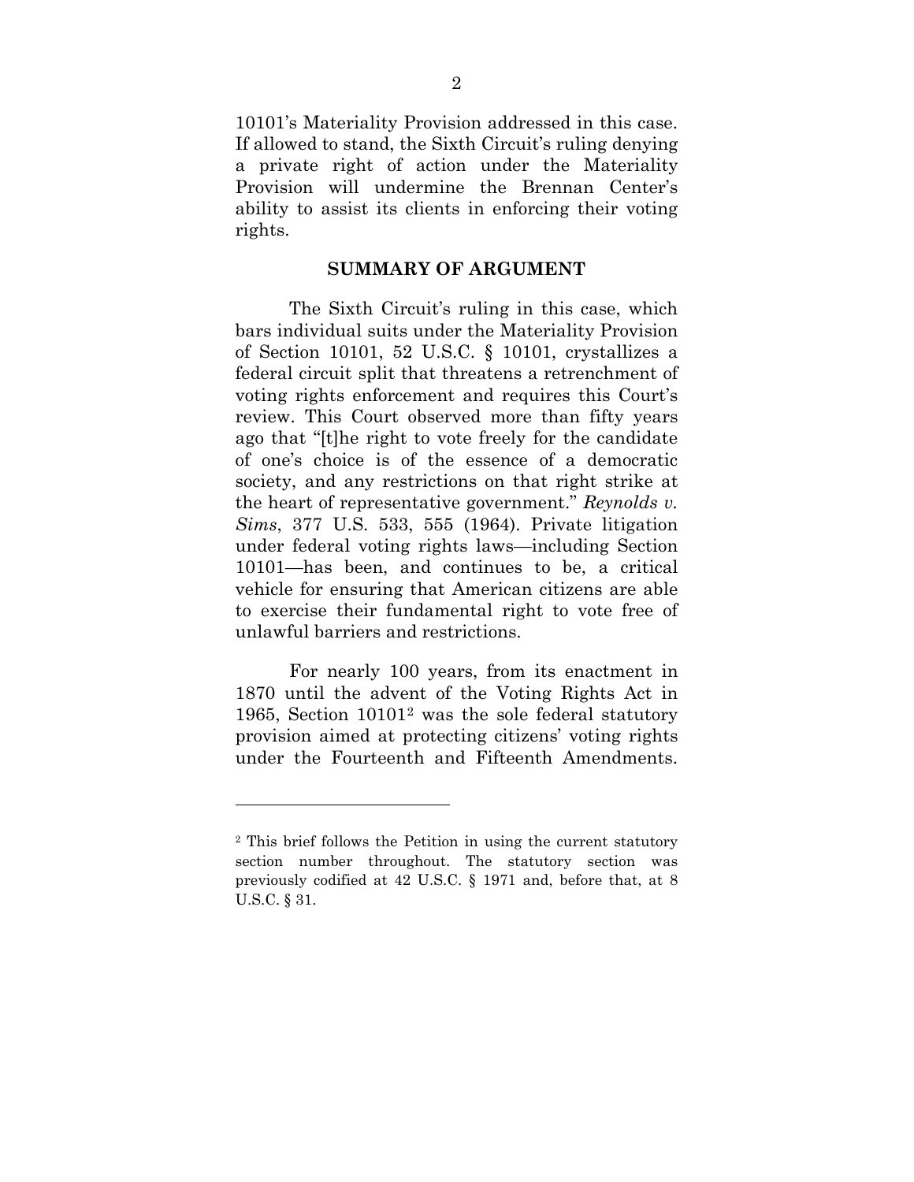10101's Materiality Provision addressed in this case. If allowed to stand, the Sixth Circuit's ruling denying a private right of action under the Materiality Provision will undermine the Brennan Center's ability to assist its clients in enforcing their voting rights.

## SUMMARY OF ARGUMENT

The Sixth Circuit's ruling in this case, which bars individual suits under the Materiality Provision of Section 10101, 52 U.S.C. § 10101, crystallizes a federal circuit split that threatens a retrenchment of voting rights enforcement and requires this Court's review. This Court observed more than fifty years ago that "[t]he right to vote freely for the candidate of one's choice is of the essence of a democratic society, and any restrictions on that right strike at the heart of representative government." *Reynolds v. Sims*, 377 U.S. 533, 555 (1964). Private litigation under federal voting rights laws—including Section 10101—has been, and continues to be, a critical vehicle for ensuring that American citizens are able to exercise their fundamental right to vote free of unlawful barriers and restrictions.

For nearly 100 years, from its enactment in 1870 until the advent of the Voting Rights Act in 1965, Section 10101[2] was the sole federal statutory provision aimed at protecting citizens' voting rights under the Fourteenth and Fifteenth Amendments.

---

[2] This brief follows the Petition in using the current statutory section number throughout. The statutory section was previously codified at 42 U.S.C. § 1971 and, before that, at 8 U.S.C. § 31.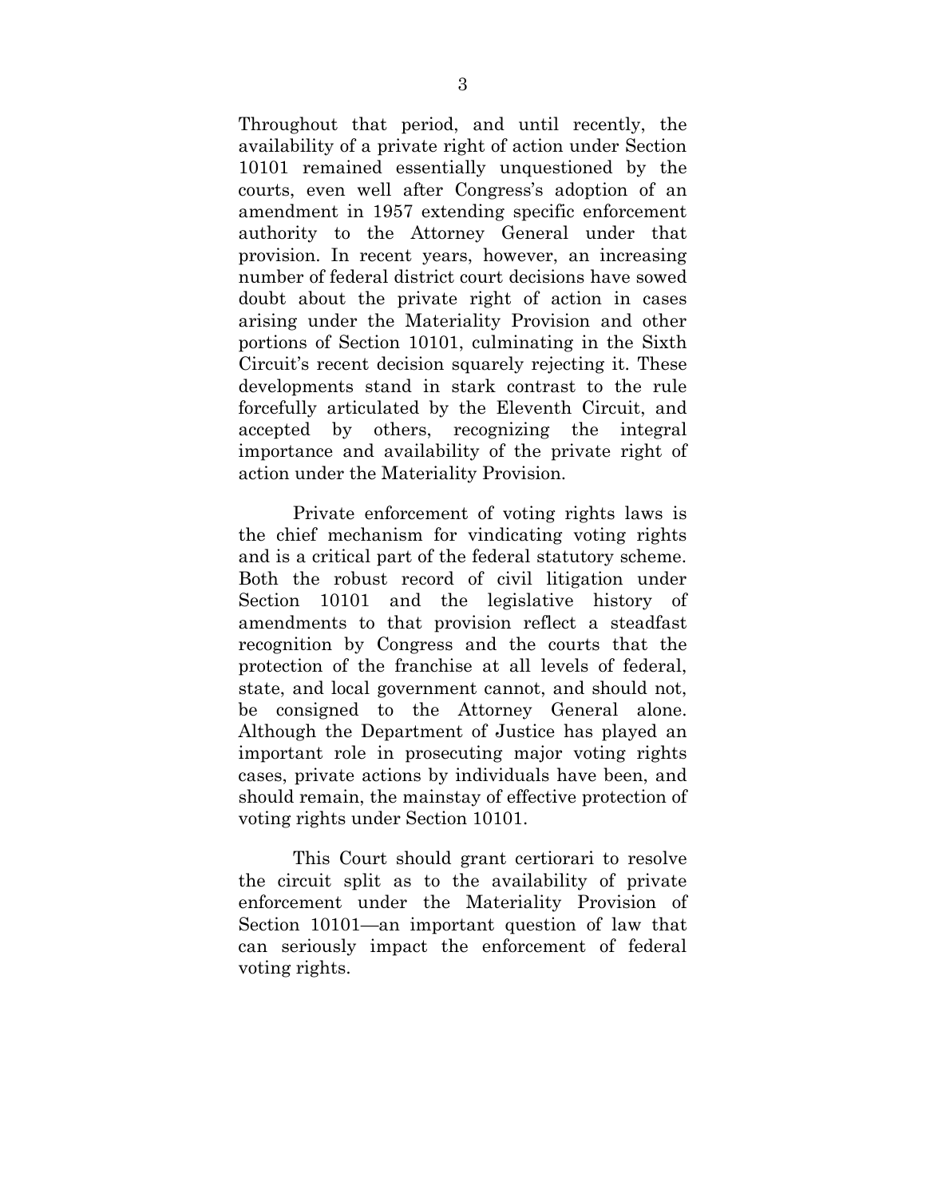Throughout that period, and until recently, the availability of a private right of action under Section 10101 remained essentially unquestioned by the courts, even well after Congress's adoption of an amendment in 1957 extending specific enforcement authority to the Attorney General under that provision. In recent years, however, an increasing number of federal district court decisions have sowed doubt about the private right of action in cases arising under the Materiality Provision and other portions of Section 10101, culminating in the Sixth Circuit's recent decision squarely rejecting it. These developments stand in stark contrast to the rule forcefully articulated by the Eleventh Circuit, and accepted by others, recognizing the integral importance and availability of the private right of action under the Materiality Provision.

Private enforcement of voting rights laws is the chief mechanism for vindicating voting rights and is a critical part of the federal statutory scheme. Both the robust record of civil litigation under Section 10101 and the legislative history of amendments to that provision reflect a steadfast recognition by Congress and the courts that the protection of the franchise at all levels of federal, state, and local government cannot, and should not, be consigned to the Attorney General alone. Although the Department of Justice has played an important role in prosecuting major voting rights cases, private actions by individuals have been, and should remain, the mainstay of effective protection of voting rights under Section 10101.

This Court should grant certiorari to resolve the circuit split as to the availability of private enforcement under the Materiality Provision of Section 10101—an important question of law that can seriously impact the enforcement of federal voting rights.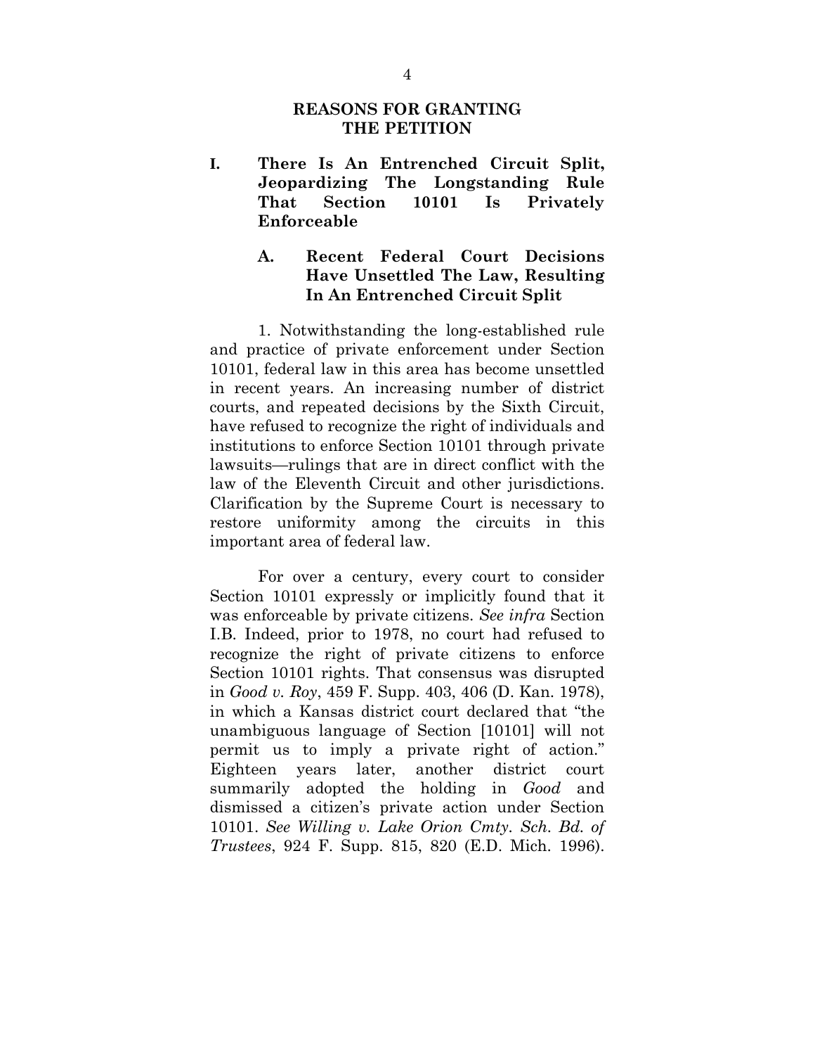## REASONS FOR GRANTING THE PETITION

### I. There Is An Entrenched Circuit Split, Jeopardizing The Longstanding Rule That Section 10101 Is Privately Enforceable

#### A. Recent Federal Court Decisions Have Unsettled The Law, Resulting In An Entrenched Circuit Split

1. Notwithstanding the long-established rule and practice of private enforcement under Section 10101, federal law in this area has become unsettled in recent years. An increasing number of district courts, and repeated decisions by the Sixth Circuit, have refused to recognize the right of individuals and institutions to enforce Section 10101 through private lawsuits—rulings that are in direct conflict with the law of the Eleventh Circuit and other jurisdictions. Clarification by the Supreme Court is necessary to restore uniformity among the circuits in this important area of federal law.

For over a century, every court to consider Section 10101 expressly or implicitly found that it was enforceable by private citizens. *See infra* Section I.B. Indeed, prior to 1978, no court had refused to recognize the right of private citizens to enforce Section 10101 rights. That consensus was disrupted in *Good v. Roy*, 459 F. Supp. 403, 406 (D. Kan. 1978), in which a Kansas district court declared that "the unambiguous language of Section [10101] will not permit us to imply a private right of action." Eighteen years later, another district court summarily adopted the holding in *Good* and dismissed a citizen's private action under Section 10101. *See Willing v. Lake Orion Cmty. Sch. Bd. of Trustees*, 924 F. Supp. 815, 820 (E.D. Mich. 1996).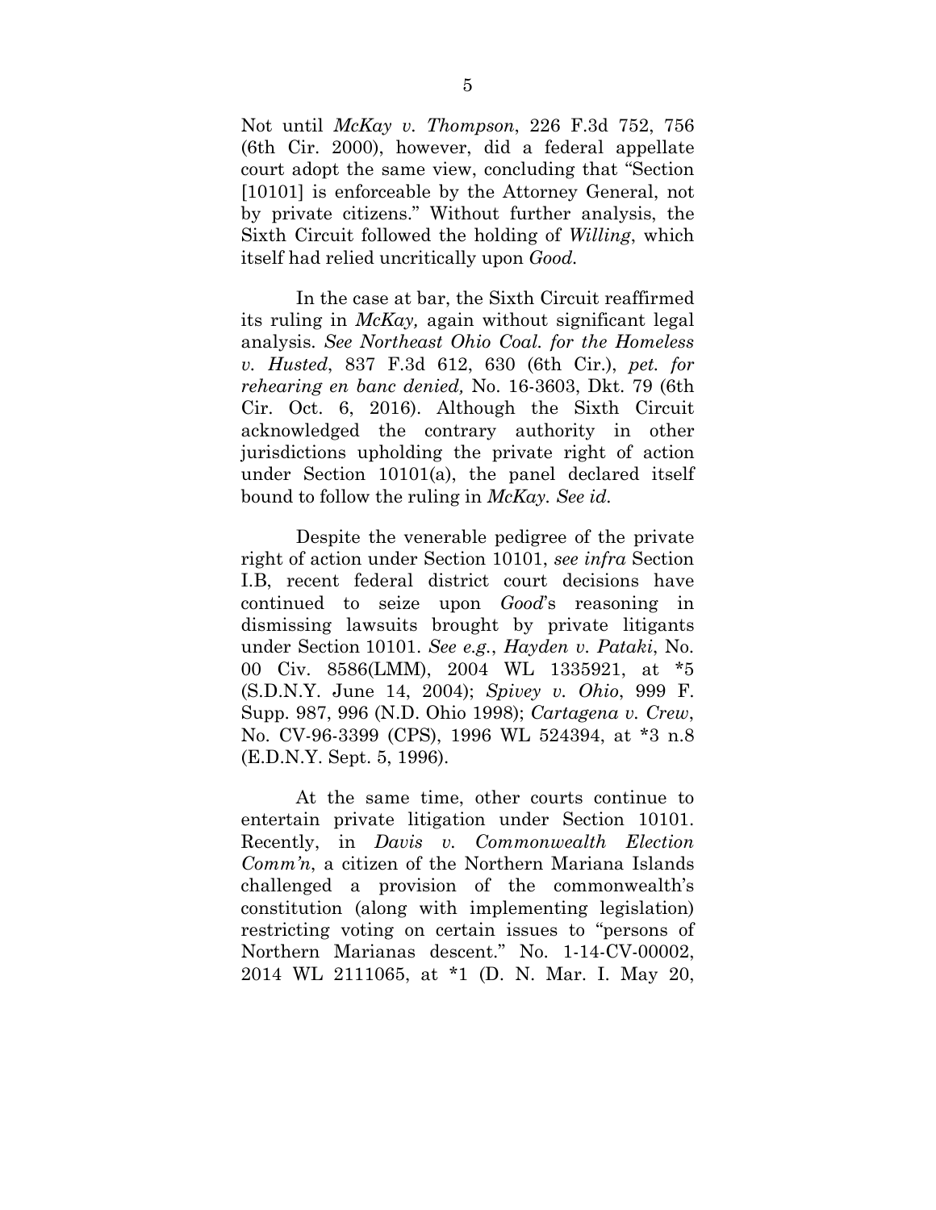Not until *McKay v. Thompson*, 226 F.3d 752, 756 (6th Cir. 2000), however, did a federal appellate court adopt the same view, concluding that "Section [10101] is enforceable by the Attorney General, not by private citizens." Without further analysis, the Sixth Circuit followed the holding of *Willing*, which itself had relied uncritically upon *Good*.

In the case at bar, the Sixth Circuit reaffirmed its ruling in *McKay,* again without significant legal analysis. *See Northeast Ohio Coal. for the Homeless v. Husted*, 837 F.3d 612, 630 (6th Cir.), *pet. for rehearing en banc denied,* No. 16-3603, Dkt. 79 (6th Cir. Oct. 6, 2016). Although the Sixth Circuit acknowledged the contrary authority in other jurisdictions upholding the private right of action under Section 10101(a), the panel declared itself bound to follow the ruling in *McKay. See id.*

Despite the venerable pedigree of the private right of action under Section 10101, *see infra* Section I.B, recent federal district court decisions have continued to seize upon *Good*'s reasoning in dismissing lawsuits brought by private litigants under Section 10101. *See e.g.*, *Hayden v. Pataki*, No. 00 Civ. 8586(LMM), 2004 WL 1335921, at *5 (S.D.N.Y. June 14, 2004); *Spivey v. Ohio*, 999 F. Supp. 987, 996 (N.D. Ohio 1998); *Cartagena v. Crew*, No. CV-96-3399 (CPS), 1996 WL 524394, at *3 n.8 (E.D.N.Y. Sept. 5, 1996).

At the same time, other courts continue to entertain private litigation under Section 10101. Recently, in *Davis v. Commonwealth Election Comm'n*, a citizen of the Northern Mariana Islands challenged a provision of the commonwealth's constitution (along with implementing legislation) restricting voting on certain issues to "persons of Northern Marianas descent." No. 1-14-CV-00002, 2014 WL 2111065, at *1 (D. N. Mar. I. May 20,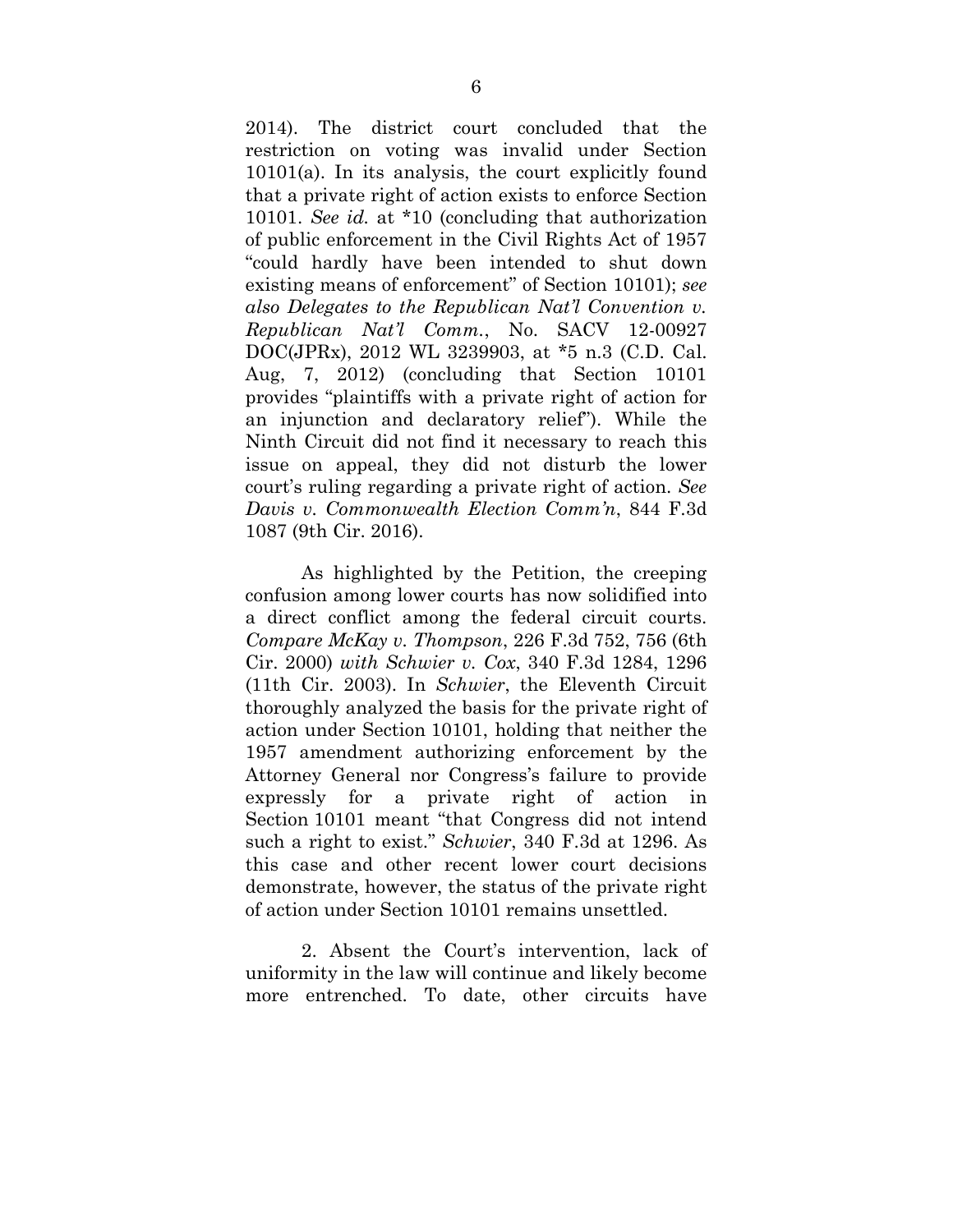2014). The district court concluded that the restriction on voting was invalid under Section 10101(a). In its analysis, the court explicitly found that a private right of action exists to enforce Section 10101. *See id.* at *10 (concluding that authorization of public enforcement in the Civil Rights Act of 1957 "could hardly have been intended to shut down existing means of enforcement" of Section 10101); *see also Delegates to the Republican Nat'l Convention v. Republican Nat'l Comm.*, No. SACV 12-00927 DOC(JPRx), 2012 WL 3239903, at *5 n.3 (C.D. Cal. Aug, 7, 2012) (concluding that Section 10101 provides "plaintiffs with a private right of action for an injunction and declaratory relief"). While the Ninth Circuit did not find it necessary to reach this issue on appeal, they did not disturb the lower court's ruling regarding a private right of action. *See Davis v. Commonwealth Election Comm'n*, 844 F.3d 1087 (9th Cir. 2016).

As highlighted by the Petition, the creeping confusion among lower courts has now solidified into a direct conflict among the federal circuit courts. *Compare McKay v. Thompson*, 226 F.3d 752, 756 (6th Cir. 2000) *with Schwier v. Cox*, 340 F.3d 1284, 1296 (11th Cir. 2003). In *Schwier*, the Eleventh Circuit thoroughly analyzed the basis for the private right of action under Section 10101, holding that neither the 1957 amendment authorizing enforcement by the Attorney General nor Congress's failure to provide expressly for a private right of action in Section 10101 meant "that Congress did not intend such a right to exist." *Schwier*, 340 F.3d at 1296. As this case and other recent lower court decisions demonstrate, however, the status of the private right of action under Section 10101 remains unsettled.

2. Absent the Court's intervention, lack of uniformity in the law will continue and likely become more entrenched. To date, other circuits have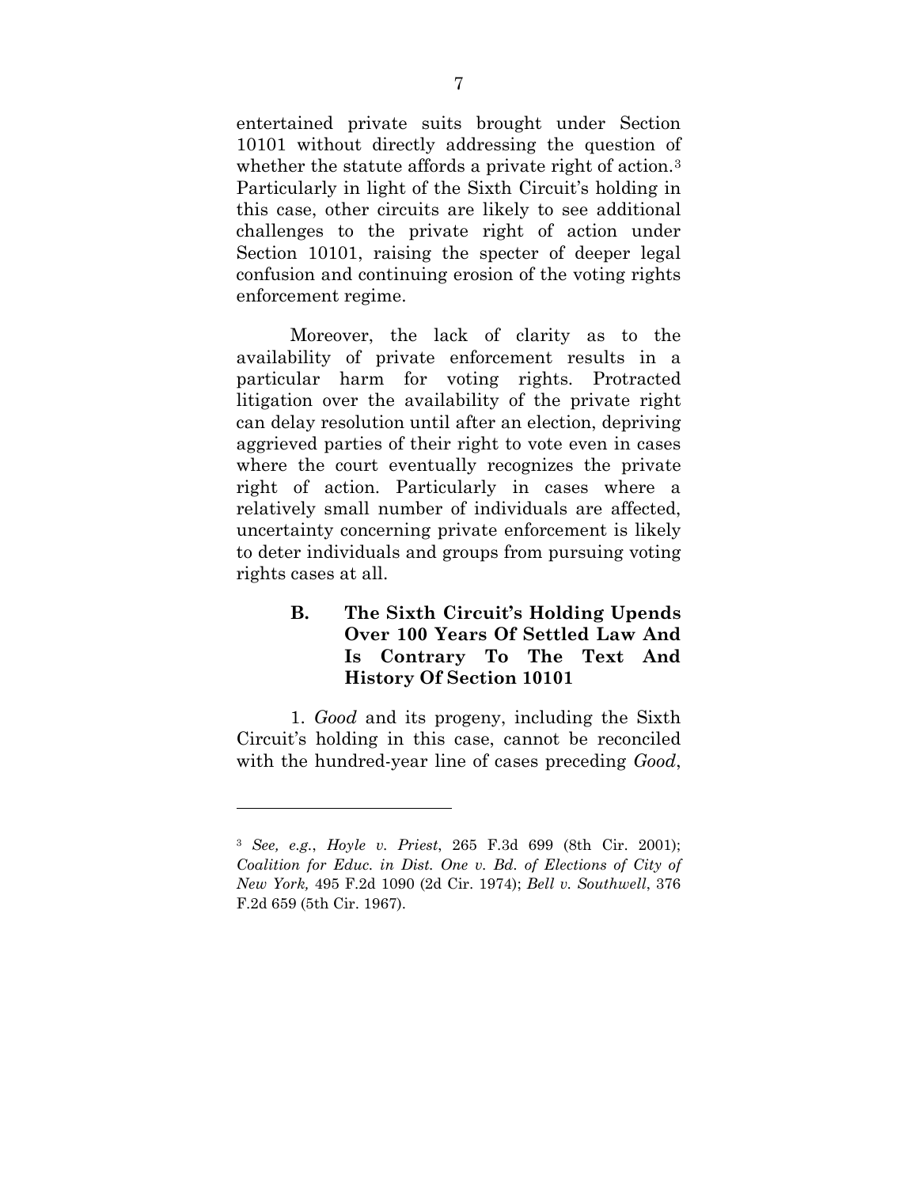entertained private suits brought under Section 10101 without directly addressing the question of whether the statute affords a private right of action.[3] Particularly in light of the Sixth Circuit's holding in this case, other circuits are likely to see additional challenges to the private right of action under Section 10101, raising the specter of deeper legal confusion and continuing erosion of the voting rights enforcement regime.

Moreover, the lack of clarity as to the availability of private enforcement results in a particular harm for voting rights. Protracted litigation over the availability of the private right can delay resolution until after an election, depriving aggrieved parties of their right to vote even in cases where the court eventually recognizes the private right of action. Particularly in cases where a relatively small number of individuals are affected, uncertainty concerning private enforcement is likely to deter individuals and groups from pursuing voting rights cases at all.

### B. The Sixth Circuit's Holding Upends Over 100 Years Of Settled Law And Is Contrary To The Text And History Of Section 10101

1. *Good* and its progeny, including the Sixth Circuit's holding in this case, cannot be reconciled with the hundred-year line of cases preceding *Good*,

---

[3] *See, e.g.*, *Hoyle v. Priest*, 265 F.3d 699 (8th Cir. 2001); *Coalition for Educ. in Dist. One v. Bd. of Elections of City of New York,* 495 F.2d 1090 (2d Cir. 1974); *Bell v. Southwell*, 376 F.2d 659 (5th Cir. 1967).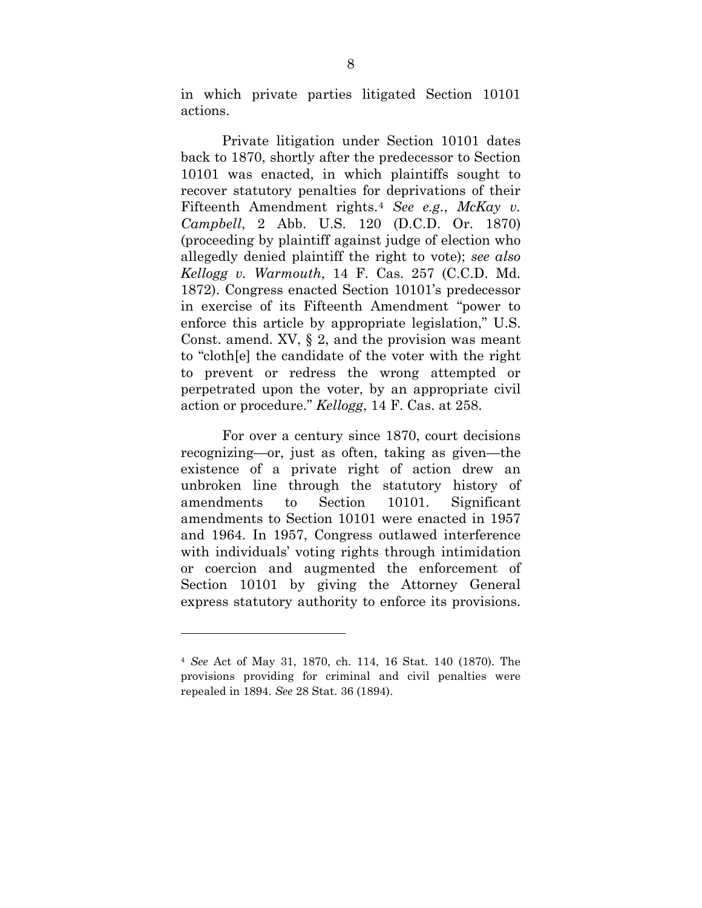in which private parties litigated Section 10101 actions.

Private litigation under Section 10101 dates back to 1870, shortly after the predecessor to Section 10101 was enacted, in which plaintiffs sought to recover statutory penalties for deprivations of their Fifteenth Amendment rights.[4] *See e.g.*, *McKay v. Campbell*, 2 Abb. U.S. 120 (D.C.D. Or. 1870) (proceeding by plaintiff against judge of election who allegedly denied plaintiff the right to vote); *see also Kellogg v. Warmouth*, 14 F. Cas. 257 (C.C.D. Md. 1872). Congress enacted Section 10101's predecessor in exercise of its Fifteenth Amendment "power to enforce this article by appropriate legislation," U.S. Const. amend. XV, § 2, and the provision was meant to "cloth[e] the candidate of the voter with the right to prevent or redress the wrong attempted or perpetrated upon the voter, by an appropriate civil action or procedure." *Kellogg*, 14 F. Cas. at 258.

For over a century since 1870, court decisions recognizing—or, just as often, taking as given—the existence of a private right of action drew an unbroken line through the statutory history of amendments to Section 10101. Significant amendments to Section 10101 were enacted in 1957 and 1964. In 1957, Congress outlawed interference with individuals' voting rights through intimidation or coercion and augmented the enforcement of Section 10101 by giving the Attorney General express statutory authority to enforce its provisions.

---

[4] *See* Act of May 31, 1870, ch. 114, 16 Stat. 140 (1870). The provisions providing for criminal and civil penalties were repealed in 1894. *See* 28 Stat. 36 (1894).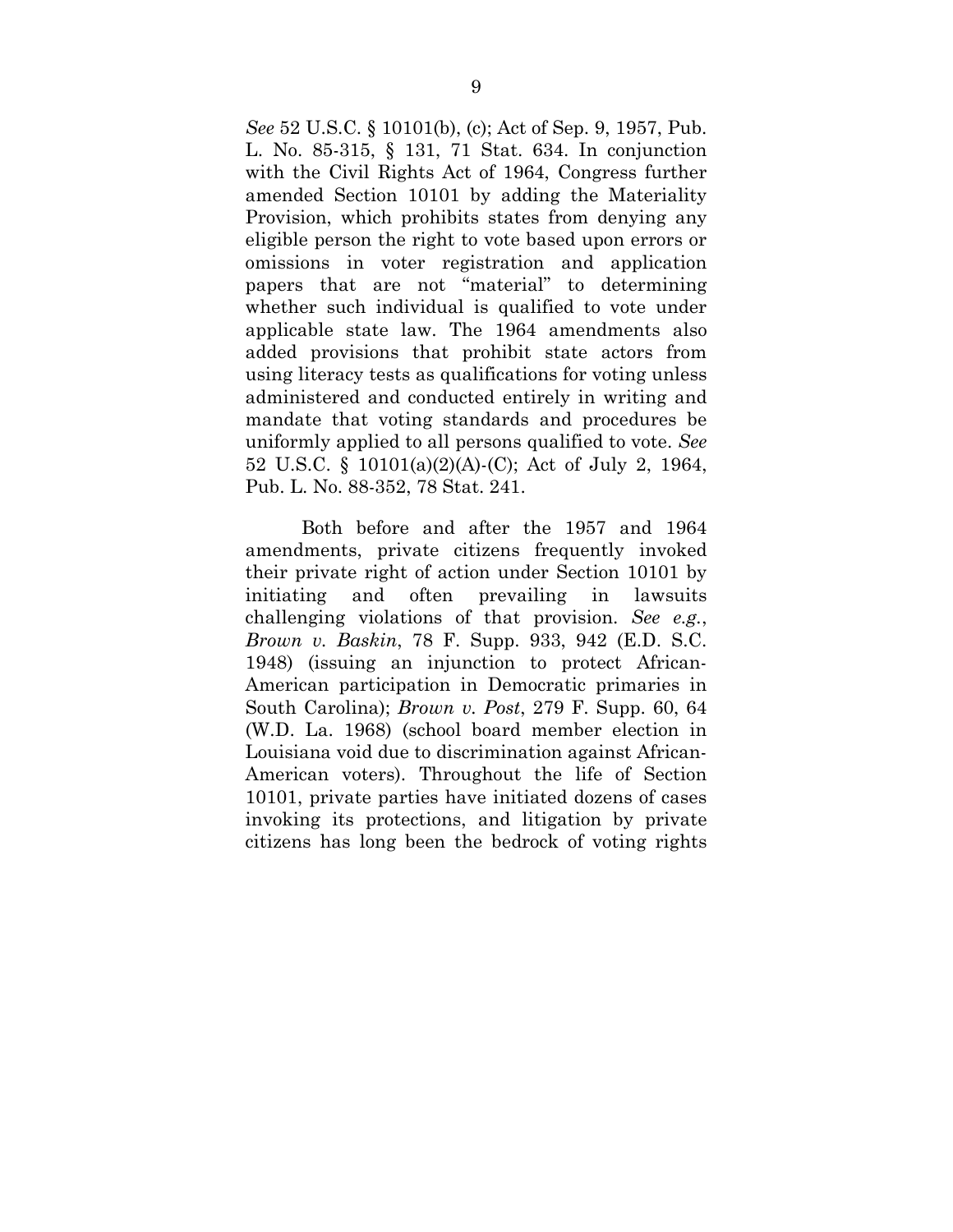*See* 52 U.S.C. § 10101(b), (c); Act of Sep. 9, 1957, Pub. L. No. 85-315, § 131, 71 Stat. 634. In conjunction with the Civil Rights Act of 1964, Congress further amended Section 10101 by adding the Materiality Provision, which prohibits states from denying any eligible person the right to vote based upon errors or omissions in voter registration and application papers that are not "material" to determining whether such individual is qualified to vote under applicable state law. The 1964 amendments also added provisions that prohibit state actors from using literacy tests as qualifications for voting unless administered and conducted entirely in writing and mandate that voting standards and procedures be uniformly applied to all persons qualified to vote. *See* 52 U.S.C. § 10101(a)(2)(A)-(C); Act of July 2, 1964, Pub. L. No. 88-352, 78 Stat. 241.

Both before and after the 1957 and 1964 amendments, private citizens frequently invoked their private right of action under Section 10101 by initiating and often prevailing in lawsuits challenging violations of that provision. *See e.g.*, *Brown v. Baskin*, 78 F. Supp. 933, 942 (E.D. S.C. 1948) (issuing an injunction to protect African-American participation in Democratic primaries in South Carolina); *Brown v. Post*, 279 F. Supp. 60, 64 (W.D. La. 1968) (school board member election in Louisiana void due to discrimination against African-American voters). Throughout the life of Section 10101, private parties have initiated dozens of cases invoking its protections, and litigation by private citizens has long been the bedrock of voting rights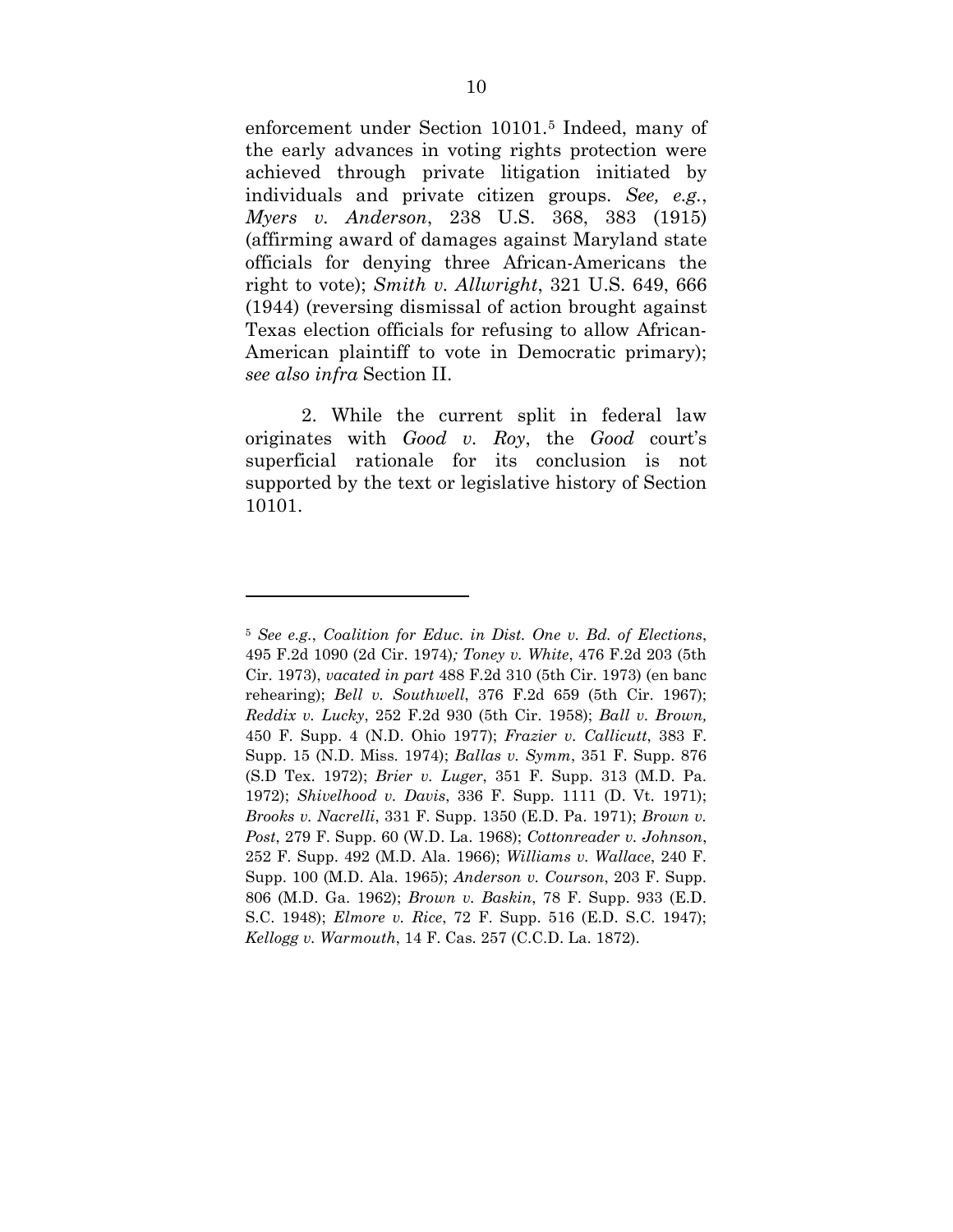enforcement under Section 10101.[5] Indeed, many of the early advances in voting rights protection were achieved through private litigation initiated by individuals and private citizen groups. *See, e.g.*, *Myers v. Anderson*, 238 U.S. 368, 383 (1915) (affirming award of damages against Maryland state officials for denying three African-Americans the right to vote); *Smith v. Allwright*, 321 U.S. 649, 666 (1944) (reversing dismissal of action brought against Texas election officials for refusing to allow African-American plaintiff to vote in Democratic primary); *see also infra* Section II.

2. While the current split in federal law originates with *Good v. Roy*, the *Good* court's superficial rationale for its conclusion is not supported by the text or legislative history of Section 10101.

---

[5] *See e.g.*, *Coalition for Educ. in Dist. One v. Bd. of Elections*, 495 F.2d 1090 (2d Cir. 1974)*; Toney v. White*, 476 F.2d 203 (5th Cir. 1973), *vacated in part* 488 F.2d 310 (5th Cir. 1973) (en banc rehearing); *Bell v. Southwell*, 376 F.2d 659 (5th Cir. 1967); *Reddix v. Lucky*, 252 F.2d 930 (5th Cir. 1958); *Ball v. Brown,* 450 F. Supp. 4 (N.D. Ohio 1977); *Frazier v. Callicutt*, 383 F. Supp. 15 (N.D. Miss. 1974); *Ballas v. Symm*, 351 F. Supp. 876 (S.D Tex. 1972); *Brier v. Luger*, 351 F. Supp. 313 (M.D. Pa. 1972); *Shivelhood v. Davis*, 336 F. Supp. 1111 (D. Vt. 1971); *Brooks v. Nacrelli*, 331 F. Supp. 1350 (E.D. Pa. 1971); *Brown v. Post*, 279 F. Supp. 60 (W.D. La. 1968); *Cottonreader v. Johnson*, 252 F. Supp. 492 (M.D. Ala. 1966); *Williams v. Wallace*, 240 F. Supp. 100 (M.D. Ala. 1965); *Anderson v. Courson*, 203 F. Supp. 806 (M.D. Ga. 1962); *Brown v. Baskin*, 78 F. Supp. 933 (E.D. S.C. 1948); *Elmore v. Rice*, 72 F. Supp. 516 (E.D. S.C. 1947); *Kellogg v. Warmouth*, 14 F. Cas. 257 (C.C.D. La. 1872).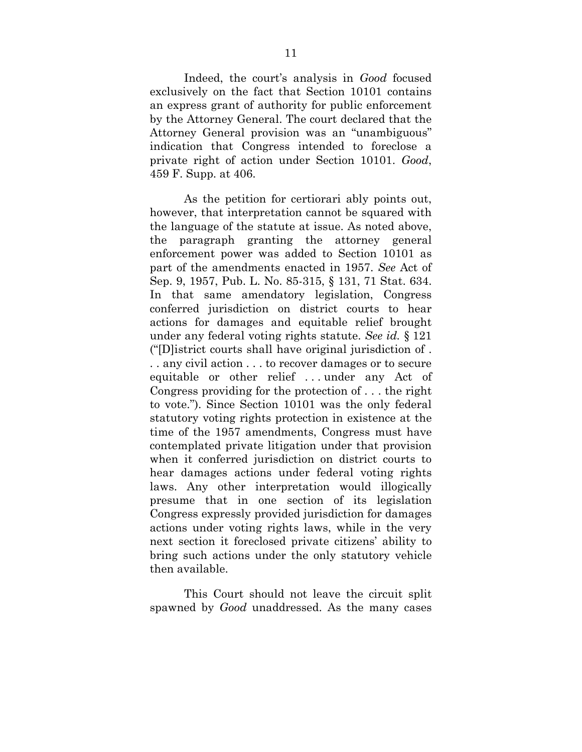Indeed, the court's analysis in *Good* focused exclusively on the fact that Section 10101 contains an express grant of authority for public enforcement by the Attorney General. The court declared that the Attorney General provision was an "unambiguous" indication that Congress intended to foreclose a private right of action under Section 10101. *Good*, 459 F. Supp. at 406.

As the petition for certiorari ably points out, however, that interpretation cannot be squared with the language of the statute at issue. As noted above, the paragraph granting the attorney general enforcement power was added to Section 10101 as part of the amendments enacted in 1957. *See* Act of Sep. 9, 1957, Pub. L. No. 85-315, § 131, 71 Stat. 634. In that same amendatory legislation, Congress conferred jurisdiction on district courts to hear actions for damages and equitable relief brought under any federal voting rights statute. *See id.* § 121 ("[D]istrict courts shall have original jurisdiction of . . . any civil action . . . to recover damages or to secure equitable or other relief . . . under any Act of Congress providing for the protection of . . . the right to vote."). Since Section 10101 was the only federal statutory voting rights protection in existence at the time of the 1957 amendments, Congress must have contemplated private litigation under that provision when it conferred jurisdiction on district courts to hear damages actions under federal voting rights laws. Any other interpretation would illogically presume that in one section of its legislation Congress expressly provided jurisdiction for damages actions under voting rights laws, while in the very next section it foreclosed private citizens' ability to bring such actions under the only statutory vehicle then available.

This Court should not leave the circuit split spawned by *Good* unaddressed. As the many cases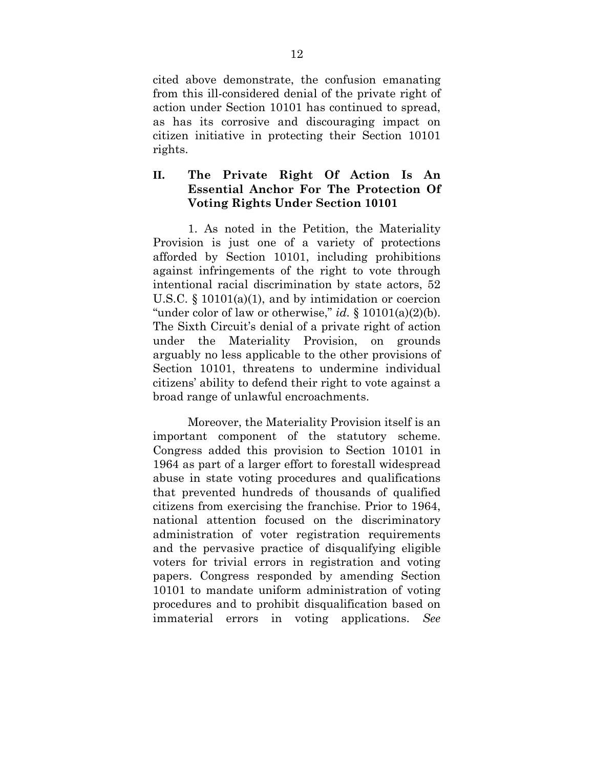cited above demonstrate, the confusion emanating from this ill-considered denial of the private right of action under Section 10101 has continued to spread, as has its corrosive and discouraging impact on citizen initiative in protecting their Section 10101 rights.

## II. The Private Right Of Action Is An Essential Anchor For The Protection Of Voting Rights Under Section 10101

1. As noted in the Petition, the Materiality Provision is just one of a variety of protections afforded by Section 10101, including prohibitions against infringements of the right to vote through intentional racial discrimination by state actors, 52 U.S.C. § 10101(a)(1), and by intimidation or coercion "under color of law or otherwise," *id.* § 10101(a)(2)(b). The Sixth Circuit's denial of a private right of action under the Materiality Provision, on grounds arguably no less applicable to the other provisions of Section 10101, threatens to undermine individual citizens' ability to defend their right to vote against a broad range of unlawful encroachments.

Moreover, the Materiality Provision itself is an important component of the statutory scheme. Congress added this provision to Section 10101 in 1964 as part of a larger effort to forestall widespread abuse in state voting procedures and qualifications that prevented hundreds of thousands of qualified citizens from exercising the franchise. Prior to 1964, national attention focused on the discriminatory administration of voter registration requirements and the pervasive practice of disqualifying eligible voters for trivial errors in registration and voting papers. Congress responded by amending Section 10101 to mandate uniform administration of voting procedures and to prohibit disqualification based on immaterial errors in voting applications. *See*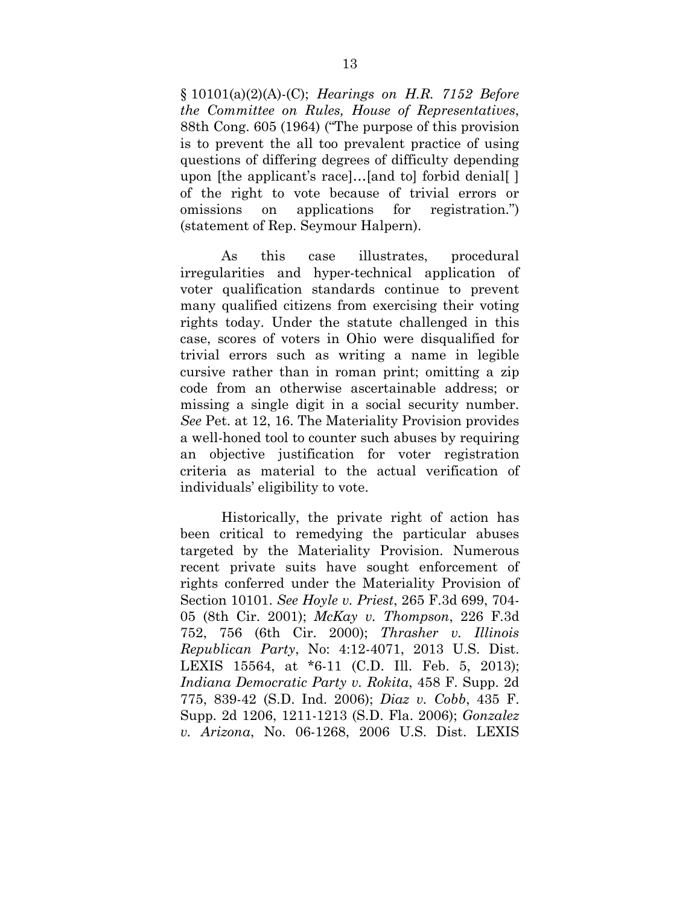§ 10101(a)(2)(A)-(C); *Hearings on H.R. 7152 Before the Committee on Rules, House of Representatives*, 88th Cong. 605 (1964) ("The purpose of this provision is to prevent the all too prevalent practice of using questions of differing degrees of difficulty depending upon [the applicant's race]…[and to] forbid denial[ ] of the right to vote because of trivial errors or omissions on applications for registration.") (statement of Rep. Seymour Halpern).

As this case illustrates, procedural irregularities and hyper-technical application of voter qualification standards continue to prevent many qualified citizens from exercising their voting rights today. Under the statute challenged in this case, scores of voters in Ohio were disqualified for trivial errors such as writing a name in legible cursive rather than in roman print; omitting a zip code from an otherwise ascertainable address; or missing a single digit in a social security number. *See* Pet. at 12, 16. The Materiality Provision provides a well-honed tool to counter such abuses by requiring an objective justification for voter registration criteria as material to the actual verification of individuals' eligibility to vote.

Historically, the private right of action has been critical to remedying the particular abuses targeted by the Materiality Provision. Numerous recent private suits have sought enforcement of rights conferred under the Materiality Provision of Section 10101. *See Hoyle v. Priest*, 265 F.3d 699, 704-05 (8th Cir. 2001); *McKay v. Thompson*, 226 F.3d 752, 756 (6th Cir. 2000); *Thrasher v. Illinois Republican Party*, No: 4:12-4071, 2013 U.S. Dist. LEXIS 15564, at *6-11 (C.D. Ill. Feb. 5, 2013); *Indiana Democratic Party v. Rokita*, 458 F. Supp. 2d 775, 839-42 (S.D. Ind. 2006); *Diaz v. Cobb*, 435 F. Supp. 2d 1206, 1211-1213 (S.D. Fla. 2006); *Gonzalez v. Arizona*, No. 06-1268, 2006 U.S. Dist. LEXIS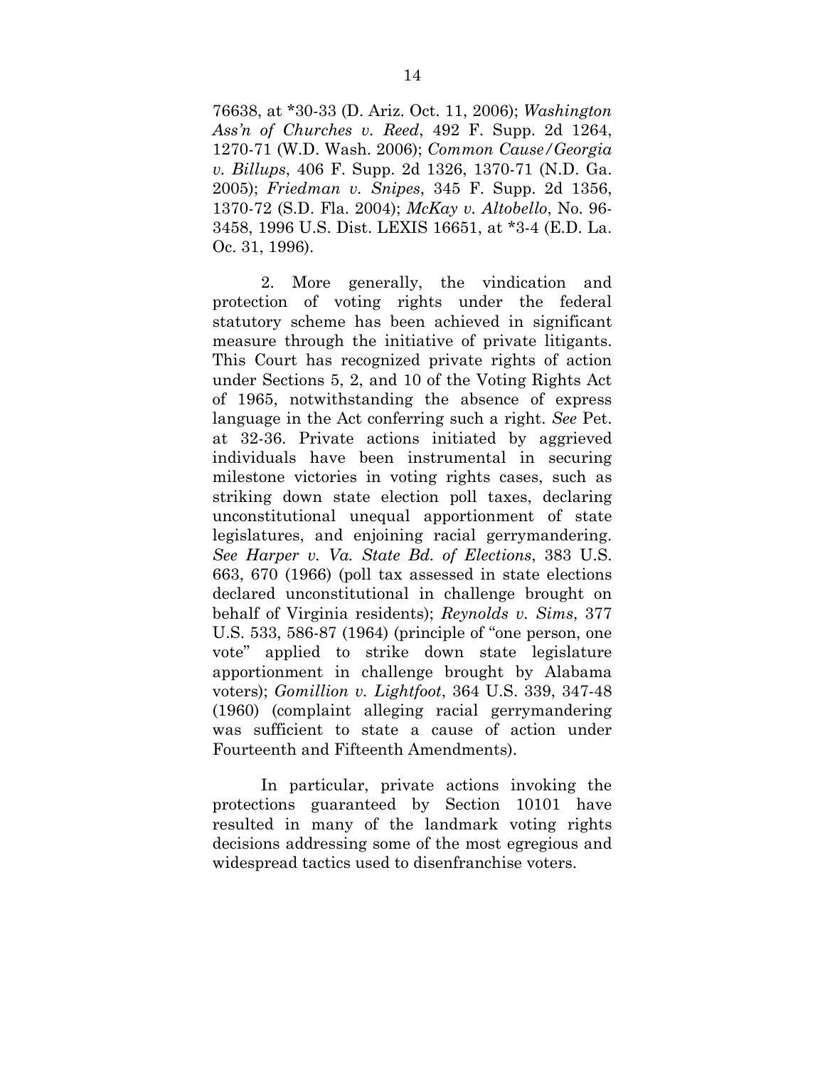76638, at *30-33 (D. Ariz. Oct. 11, 2006); *Washington Ass'n of Churches v. Reed*, 492 F. Supp. 2d 1264, 1270-71 (W.D. Wash. 2006); *Common Cause/Georgia v. Billups*, 406 F. Supp. 2d 1326, 1370-71 (N.D. Ga. 2005); *Friedman v. Snipes*, 345 F. Supp. 2d 1356, 1370-72 (S.D. Fla. 2004); *McKay v. Altobello*, No. 96-3458, 1996 U.S. Dist. LEXIS 16651, at *3-4 (E.D. La. Oc. 31, 1996).

2. More generally, the vindication and protection of voting rights under the federal statutory scheme has been achieved in significant measure through the initiative of private litigants. This Court has recognized private rights of action under Sections 5, 2, and 10 of the Voting Rights Act of 1965, notwithstanding the absence of express language in the Act conferring such a right. *See* Pet. at 32-36. Private actions initiated by aggrieved individuals have been instrumental in securing milestone victories in voting rights cases, such as striking down state election poll taxes, declaring unconstitutional unequal apportionment of state legislatures, and enjoining racial gerrymandering. *See Harper v. Va. State Bd. of Elections*, 383 U.S. 663, 670 (1966) (poll tax assessed in state elections declared unconstitutional in challenge brought on behalf of Virginia residents); *Reynolds v. Sims*, 377 U.S. 533, 586-87 (1964) (principle of "one person, one vote" applied to strike down state legislature apportionment in challenge brought by Alabama voters); *Gomillion v. Lightfoot*, 364 U.S. 339, 347-48 (1960) (complaint alleging racial gerrymandering was sufficient to state a cause of action under Fourteenth and Fifteenth Amendments).

In particular, private actions invoking the protections guaranteed by Section 10101 have resulted in many of the landmark voting rights decisions addressing some of the most egregious and widespread tactics used to disenfranchise voters.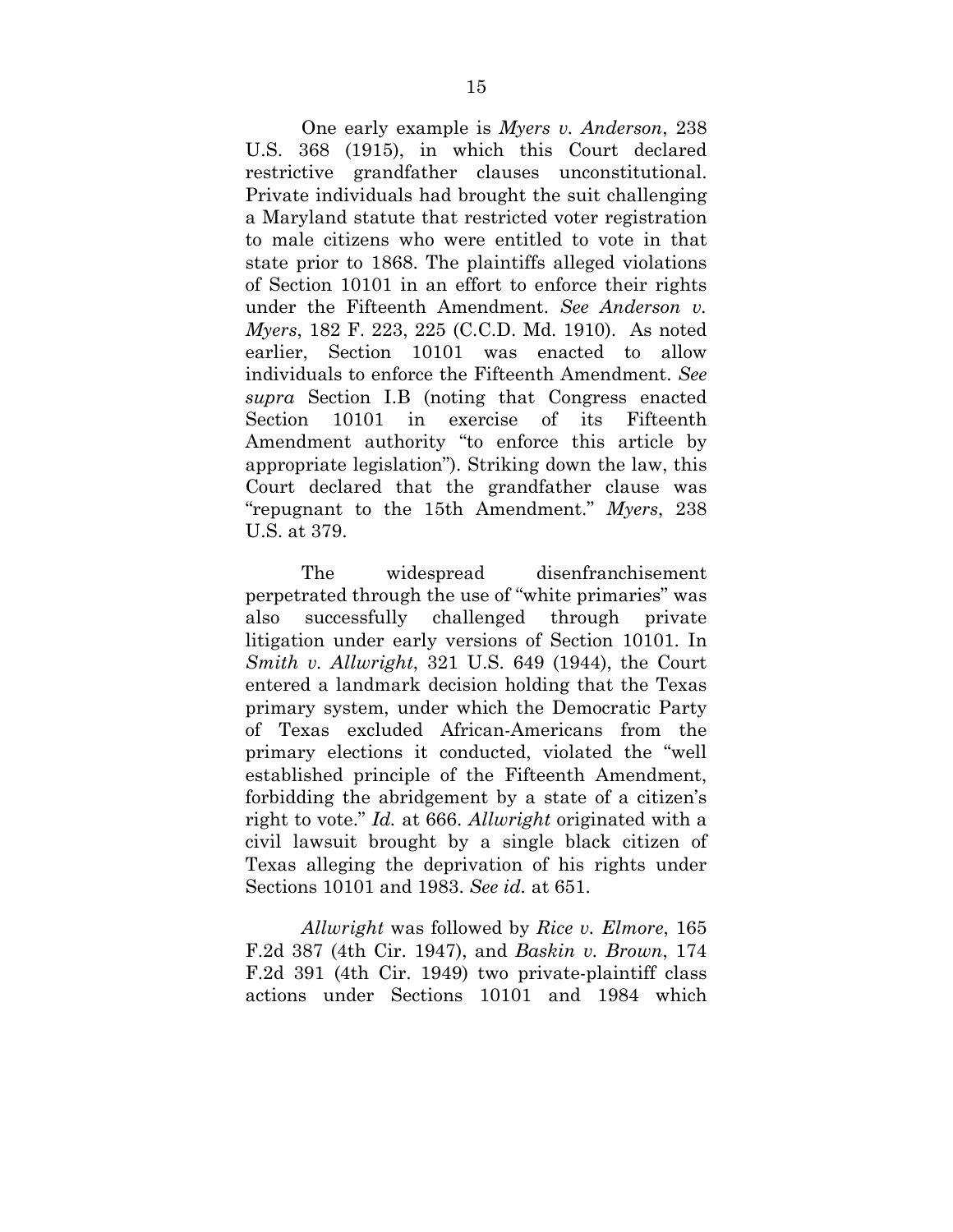One early example is *Myers v. Anderson*, 238 U.S. 368 (1915), in which this Court declared restrictive grandfather clauses unconstitutional. Private individuals had brought the suit challenging a Maryland statute that restricted voter registration to male citizens who were entitled to vote in that state prior to 1868. The plaintiffs alleged violations of Section 10101 in an effort to enforce their rights under the Fifteenth Amendment. *See Anderson v. Myers*, 182 F. 223, 225 (C.C.D. Md. 1910). As noted earlier, Section 10101 was enacted to allow individuals to enforce the Fifteenth Amendment. *See supra* Section I.B (noting that Congress enacted Section 10101 in exercise of its Fifteenth Amendment authority "to enforce this article by appropriate legislation"). Striking down the law, this Court declared that the grandfather clause was "repugnant to the 15th Amendment." *Myers*, 238 U.S. at 379.

The widespread disenfranchisement perpetrated through the use of "white primaries" was also successfully challenged through private litigation under early versions of Section 10101. In *Smith v. Allwright*, 321 U.S. 649 (1944), the Court entered a landmark decision holding that the Texas primary system, under which the Democratic Party of Texas excluded African-Americans from the primary elections it conducted, violated the "well established principle of the Fifteenth Amendment, forbidding the abridgement by a state of a citizen's right to vote." *Id.* at 666. *Allwright* originated with a civil lawsuit brought by a single black citizen of Texas alleging the deprivation of his rights under Sections 10101 and 1983. *See id.* at 651.

*Allwright* was followed by *Rice v. Elmore*, 165 F.2d 387 (4th Cir. 1947), and *Baskin v. Brown*, 174 F.2d 391 (4th Cir. 1949) two private-plaintiff class actions under Sections 10101 and 1984 which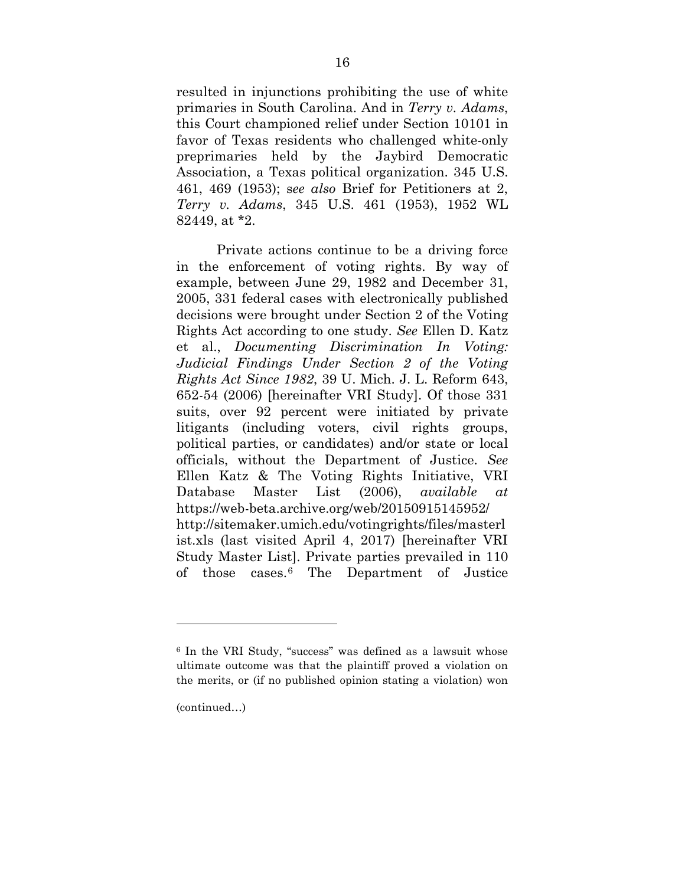resulted in injunctions prohibiting the use of white primaries in South Carolina. And in *Terry v. Adams*, this Court championed relief under Section 10101 in favor of Texas residents who challenged white-only preprimaries held by the Jaybird Democratic Association, a Texas political organization. 345 U.S. 461, 469 (1953); s*ee also* Brief for Petitioners at 2, *Terry v. Adams*, 345 U.S. 461 (1953), 1952 WL 82449, at *2.

Private actions continue to be a driving force in the enforcement of voting rights. By way of example, between June 29, 1982 and December 31, 2005, 331 federal cases with electronically published decisions were brought under Section 2 of the Voting Rights Act according to one study. *See* Ellen D. Katz et al., *Documenting Discrimination In Voting: Judicial Findings Under Section 2 of the Voting Rights Act Since 1982*, 39 U. Mich. J. L. Reform 643, 652-54 (2006) [hereinafter VRI Study]. Of those 331 suits, over 92 percent were initiated by private litigants (including voters, civil rights groups, political parties, or candidates) and/or state or local officials, without the Department of Justice. *See* Ellen Katz & The Voting Rights Initiative, VRI Database Master List (2006), *available at* https://web-beta.archive.org/web/20150915145952/http://sitemaker.umich.edu/votingrights/files/masterlist.xls (last visited April 4, 2017) [hereinafter VRI Study Master List]. Private parties prevailed in 110 of those cases.[6] The Department of Justice

---

[6] In the VRI Study, "success" was defined as a lawsuit whose ultimate outcome was that the plaintiff proved a violation on the merits, or (if no published opinion stating a violation) won

(continued…)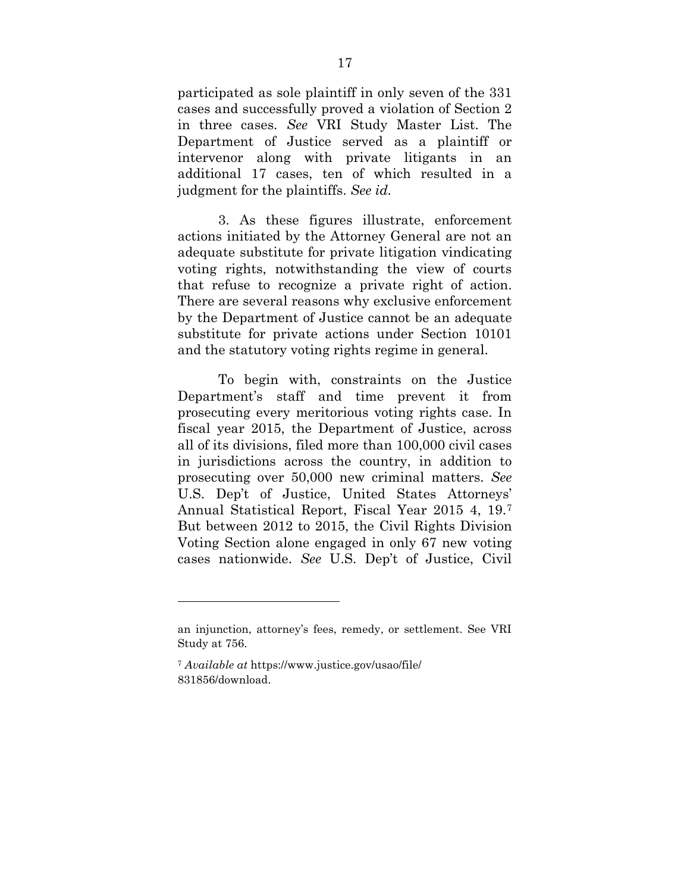participated as sole plaintiff in only seven of the 331 cases and successfully proved a violation of Section 2 in three cases. *See* VRI Study Master List. The Department of Justice served as a plaintiff or intervenor along with private litigants in an additional 17 cases, ten of which resulted in a judgment for the plaintiffs. *See id.*

3. As these figures illustrate, enforcement actions initiated by the Attorney General are not an adequate substitute for private litigation vindicating voting rights, notwithstanding the view of courts that refuse to recognize a private right of action. There are several reasons why exclusive enforcement by the Department of Justice cannot be an adequate substitute for private actions under Section 10101 and the statutory voting rights regime in general.

To begin with, constraints on the Justice Department's staff and time prevent it from prosecuting every meritorious voting rights case. In fiscal year 2015, the Department of Justice, across all of its divisions, filed more than 100,000 civil cases in jurisdictions across the country, in addition to prosecuting over 50,000 new criminal matters. *See* U.S. Dep't of Justice, United States Attorneys' Annual Statistical Report, Fiscal Year 2015 4, 19.[7] But between 2012 to 2015, the Civil Rights Division Voting Section alone engaged in only 67 new voting cases nationwide. *See* U.S. Dep't of Justice, Civil

---

an injunction, attorney's fees, remedy, or settlement. See VRI Study at 756.

[7] *Available at* https://www.justice.gov/usao/file/831856/download.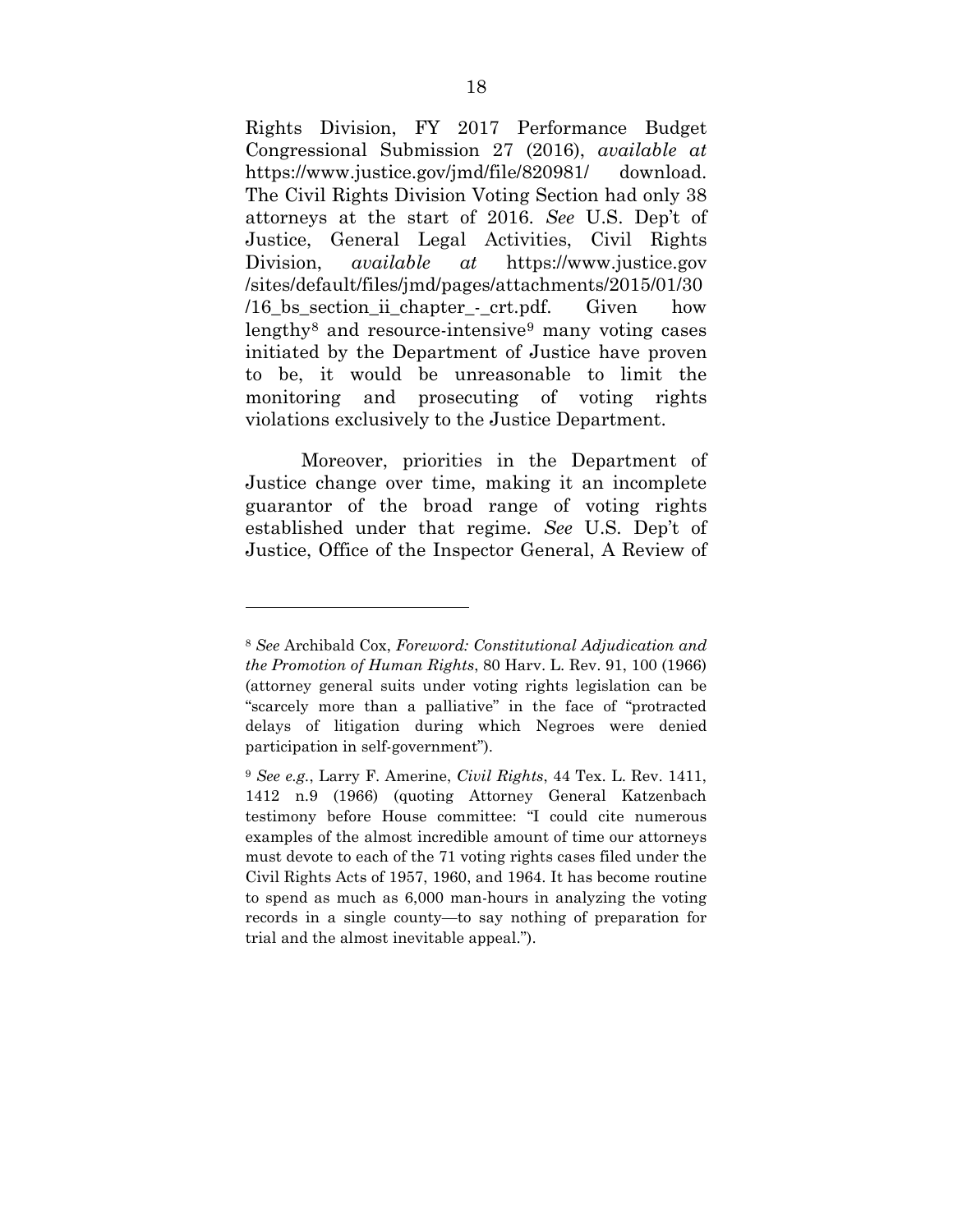Rights Division, FY 2017 Performance Budget Congressional Submission 27 (2016), *available at* https://www.justice.gov/jmd/file/820981/ download. The Civil Rights Division Voting Section had only 38 attorneys at the start of 2016. *See* U.S. Dep't of Justice, General Legal Activities, Civil Rights Division, *available at* https://www.justice.gov /sites/default/files/jmd/pages/attachments/2015/01/30 /16_bs_section_ii_chapter_-_crt.pdf. Given how lengthy[8] and resource-intensive[9] many voting cases initiated by the Department of Justice have proven to be, it would be unreasonable to limit the monitoring and prosecuting of voting rights violations exclusively to the Justice Department.

Moreover, priorities in the Department of Justice change over time, making it an incomplete guarantor of the broad range of voting rights established under that regime. *See* U.S. Dep't of Justice, Office of the Inspector General, A Review of

---

[8] *See* Archibald Cox, *Foreword: Constitutional Adjudication and the Promotion of Human Rights*, 80 Harv. L. Rev. 91, 100 (1966) (attorney general suits under voting rights legislation can be "scarcely more than a palliative" in the face of "protracted delays of litigation during which Negroes were denied participation in self-government").

[9] *See e.g.*, Larry F. Amerine, *Civil Rights*, 44 Tex. L. Rev. 1411, 1412 n.9 (1966) (quoting Attorney General Katzenbach testimony before House committee: "I could cite numerous examples of the almost incredible amount of time our attorneys must devote to each of the 71 voting rights cases filed under the Civil Rights Acts of 1957, 1960, and 1964. It has become routine to spend as much as 6,000 man-hours in analyzing the voting records in a single county—to say nothing of preparation for trial and the almost inevitable appeal.").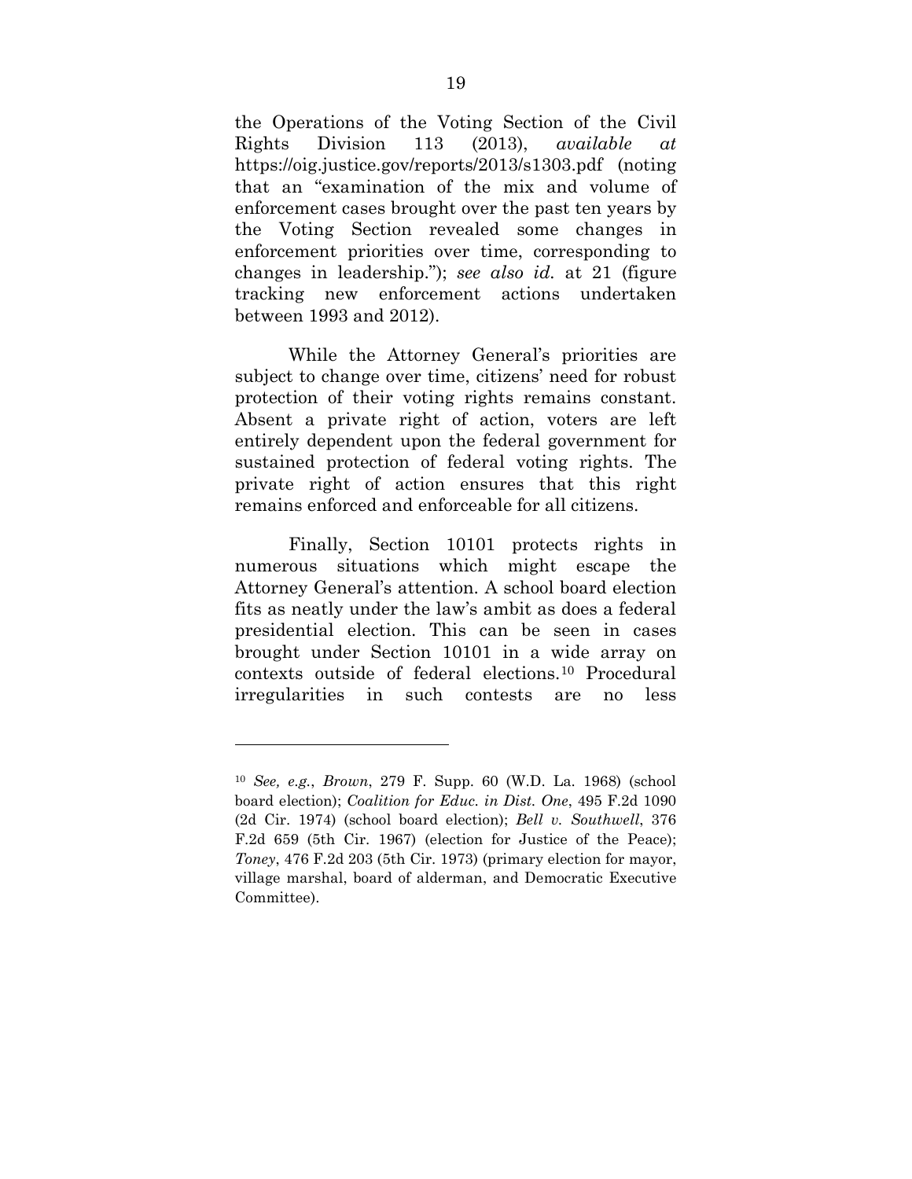the Operations of the Voting Section of the Civil Rights Division 113 (2013), *available at* https://oig.justice.gov/reports/2013/s1303.pdf (noting that an "examination of the mix and volume of enforcement cases brought over the past ten years by the Voting Section revealed some changes in enforcement priorities over time, corresponding to changes in leadership."); *see also id.* at 21 (figure tracking new enforcement actions undertaken between 1993 and 2012).

While the Attorney General's priorities are subject to change over time, citizens' need for robust protection of their voting rights remains constant. Absent a private right of action, voters are left entirely dependent upon the federal government for sustained protection of federal voting rights. The private right of action ensures that this right remains enforced and enforceable for all citizens.

Finally, Section 10101 protects rights in numerous situations which might escape the Attorney General's attention. A school board election fits as neatly under the law's ambit as does a federal presidential election. This can be seen in cases brought under Section 10101 in a wide array on contexts outside of federal elections.[10] Procedural irregularities in such contests are no less

---

[10] *See, e.g.*, *Brown*, 279 F. Supp. 60 (W.D. La. 1968) (school board election); *Coalition for Educ. in Dist. One*, 495 F.2d 1090 (2d Cir. 1974) (school board election); *Bell v. Southwell*, 376 F.2d 659 (5th Cir. 1967) (election for Justice of the Peace); *Toney*, 476 F.2d 203 (5th Cir. 1973) (primary election for mayor, village marshal, board of alderman, and Democratic Executive Committee).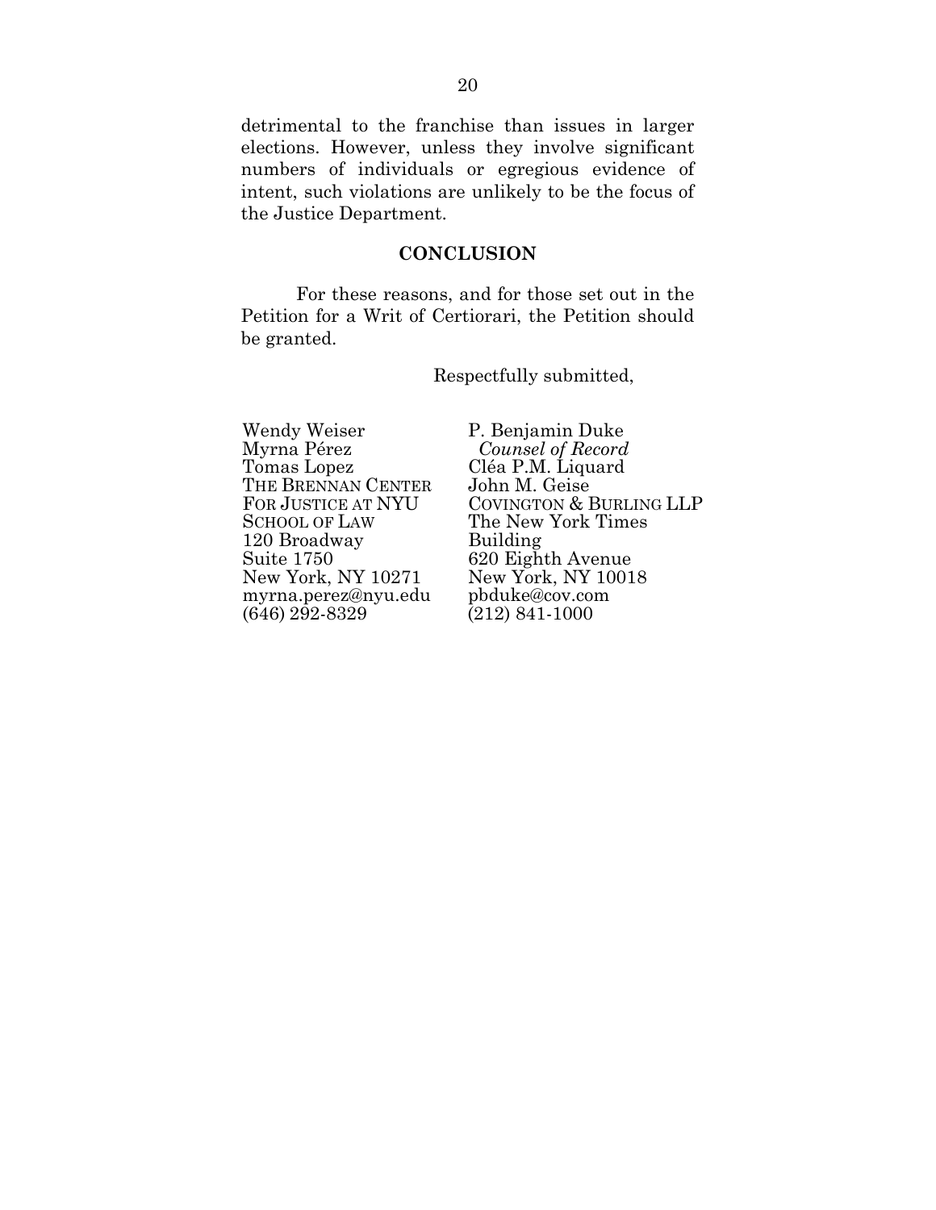detrimental to the franchise than issues in larger elections. However, unless they involve significant numbers of individuals or egregious evidence of intent, such violations are unlikely to be the focus of the Justice Department.

## CONCLUSION

For these reasons, and for those set out in the Petition for a Writ of Certiorari, the Petition should be granted.

Respectfully submitted,

Wendy Weiser
Myrna Pérez
Tomas Lopez
THE BRENNAN CENTER FOR JUSTICE AT NYU SCHOOL OF LAW
120 Broadway
Suite 1750
New York, NY 10271
myrna.perez@nyu.edu
(646) 292-8329

P. Benjamin Duke
*Counsel of Record*
Cléa P.M. Liquard
John M. Geise
COVINGTON & BURLING LLP
The New York Times Building
620 Eighth Avenue
New York, NY 10018
pbduke@cov.com
(212) 841-1000